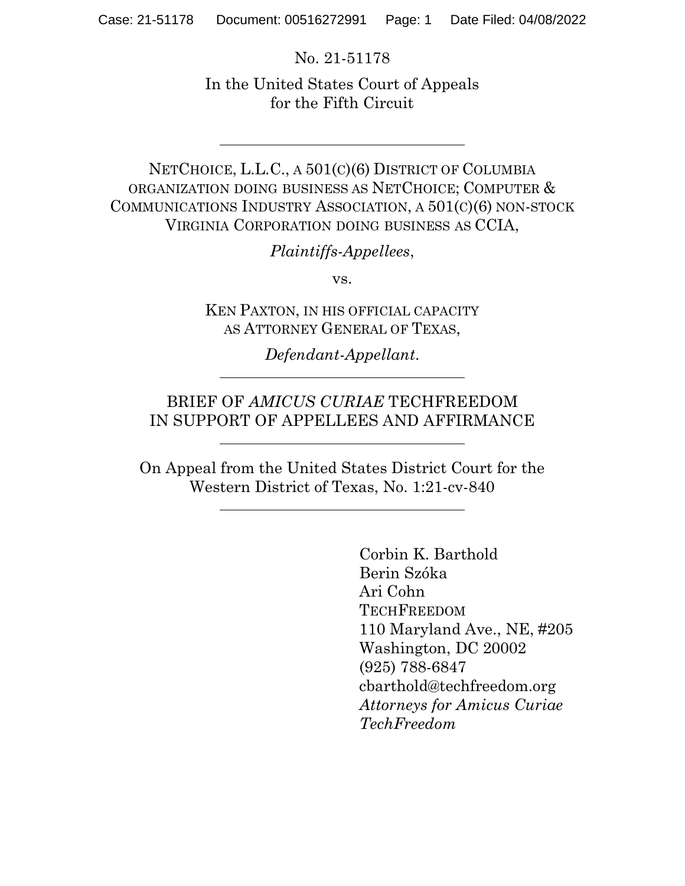No. 21-51178

In the United States Court of Appeals for the Fifth Circuit

---

NETCHOICE, L.L.C., A 501(C)(6) DISTRICT OF COLUMBIA ORGANIZATION DOING BUSINESS AS NETCHOICE; COMPUTER & COMMUNICATIONS INDUSTRY ASSOCIATION, A 501(C)(6) NON-STOCK VIRGINIA CORPORATION DOING BUSINESS AS CCIA,

*Plaintiffs-Appellees*,

vs.

KEN PAXTON, IN HIS OFFICIAL CAPACITY AS ATTORNEY GENERAL OF TEXAS,

*Defendant-Appellant*.

---

BRIEF OF *AMICUS CURIAE* TECHFREEDOM IN SUPPORT OF APPELLEES AND AFFIRMANCE

---

On Appeal from the United States District Court for the Western District of Texas, No. 1:21-cv-840

---

Corbin K. Barthold
Berin Szóka
Ari Cohn
TECHFREEDOM
110 Maryland Ave., NE, #205
Washington, DC 20002
(925) 788-6847
cbarthold@techfreedom.org
*Attorneys for Amicus Curiae TechFreedom*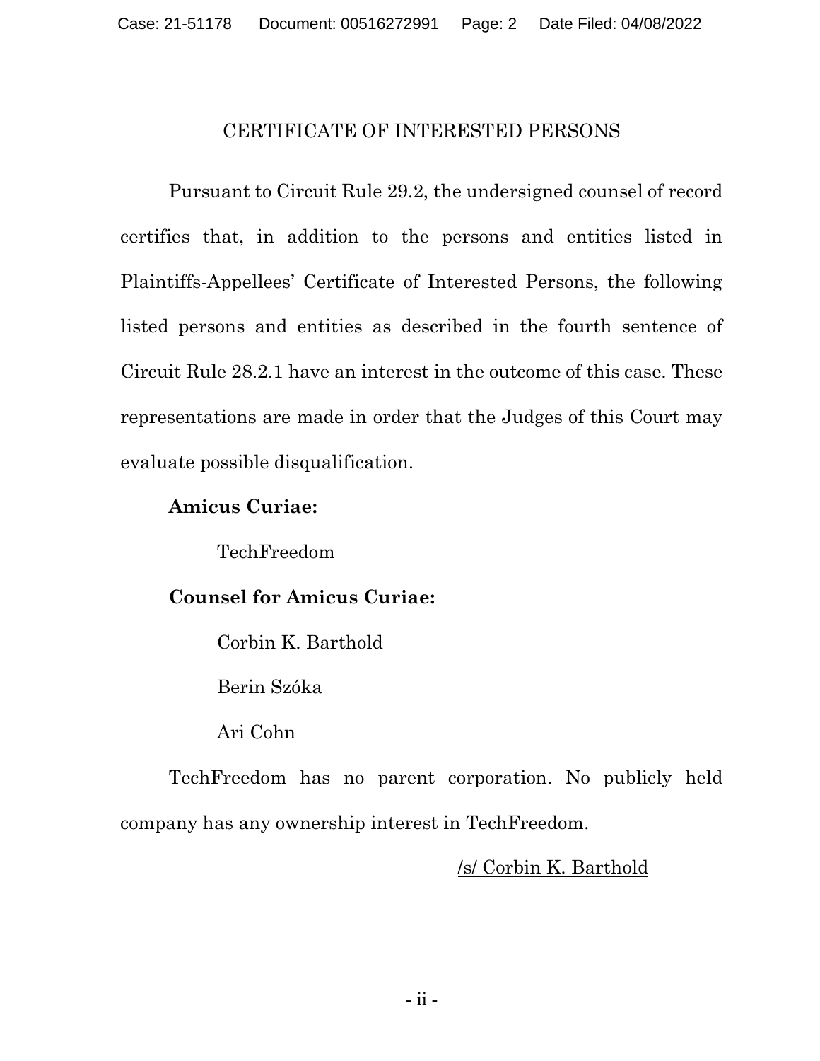# CERTIFICATE OF INTERESTED PERSONS

Pursuant to Circuit Rule 29.2, the undersigned counsel of record certifies that, in addition to the persons and entities listed in Plaintiffs-Appellees' Certificate of Interested Persons, the following listed persons and entities as described in the fourth sentence of Circuit Rule 28.2.1 have an interest in the outcome of this case. These representations are made in order that the Judges of this Court may evaluate possible disqualification.

**Amicus Curiae:**

TechFreedom

**Counsel for Amicus Curiae:**

Corbin K. Barthold

Berin Szóka

Ari Cohn

TechFreedom has no parent corporation. No publicly held company has any ownership interest in TechFreedom.

/s/ Corbin K. Barthold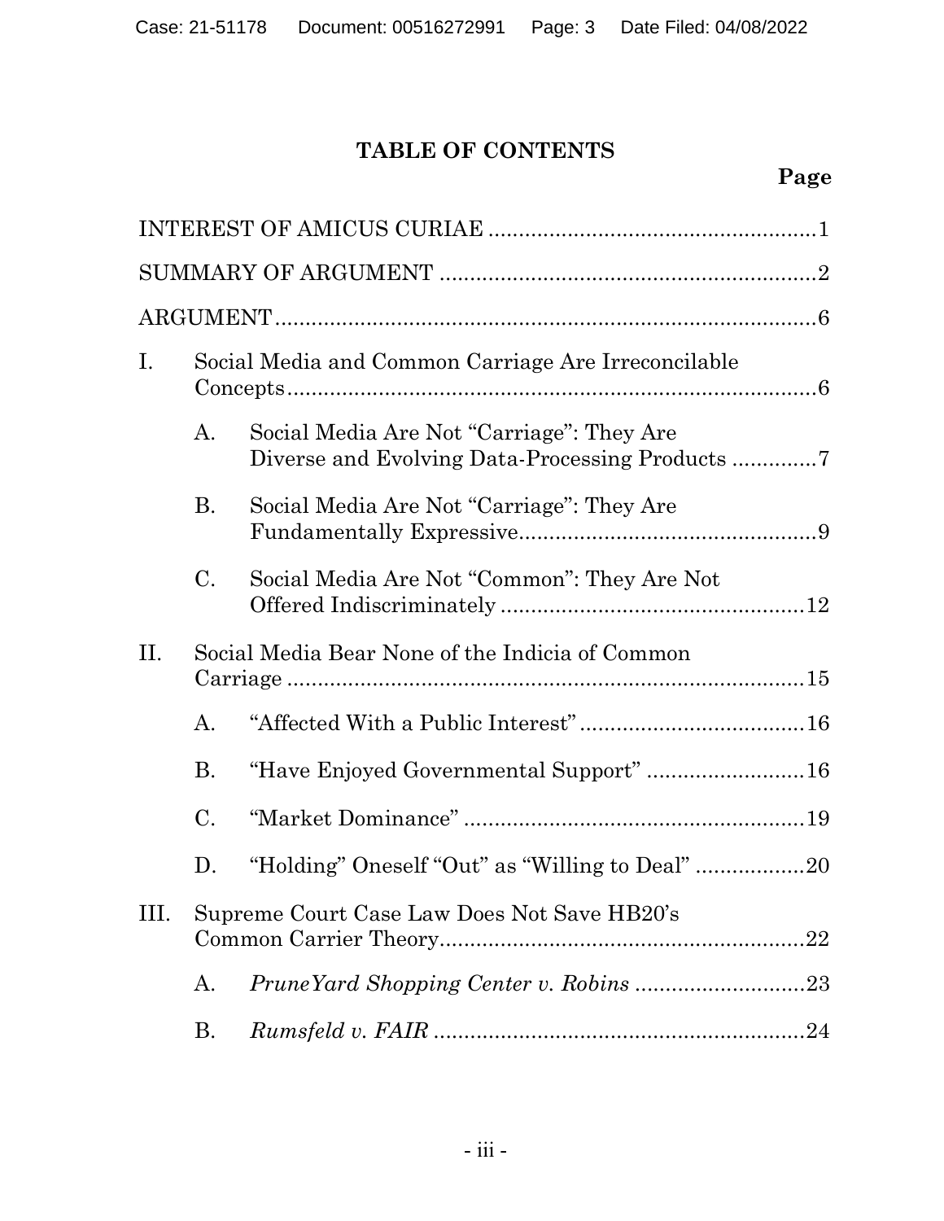## TABLE OF CONTENTS

**Page**

INTEREST OF AMICUS CURIAE ....................................................1

SUMMARY OF ARGUMENT ...........................................................2

ARGUMENT......................................................................................6

I. Social Media and Common Carriage Are Irreconcilable Concepts....................................................................................6

  A. Social Media Are Not "Carriage": They Are Diverse and Evolving Data-Processing Products .............7

  B. Social Media Are Not "Carriage": They Are Fundamentally Expressive................................................9

  C. Social Media Are Not "Common": They Are Not Offered Indiscriminately ..................................................12

II. Social Media Bear None of the Indicia of Common Carriage .....................................................................................15

  A. "Affected With a Public Interest" ....................................16

  B. "Have Enjoyed Governmental Support" ..........................16

  C. "Market Dominance" ........................................................19

  D. "Holding" Oneself "Out" as "Willing to Deal" ..................20

III. Supreme Court Case Law Does Not Save HB20's Common Carrier Theory...........................................................22

  A. *PruneYard Shopping Center v. Robins* ............................23

  B. *Rumsfeld v. FAIR* ..........................................................24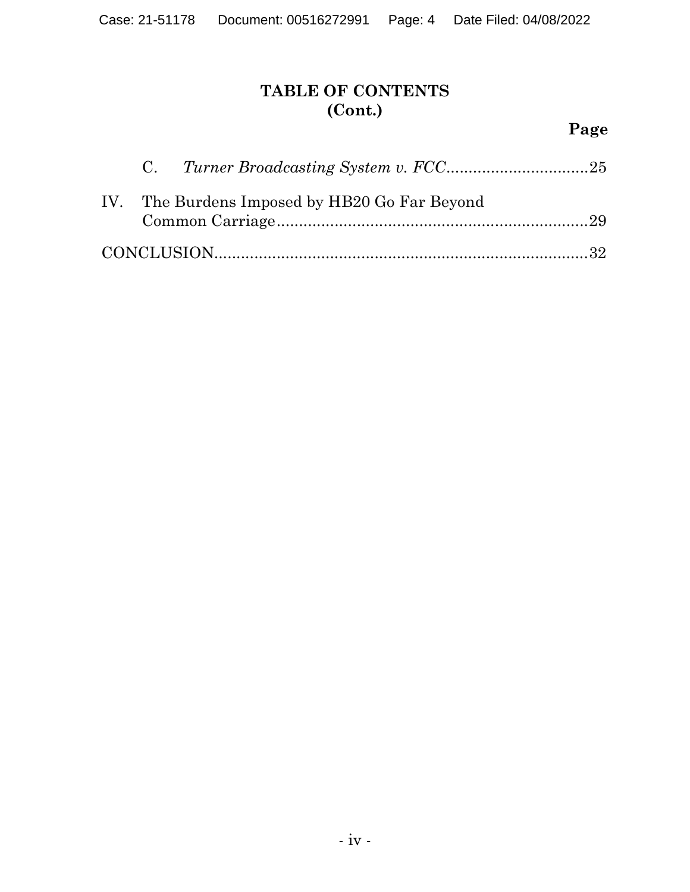## TABLE OF CONTENTS
## (Cont.)

**Page**

C. *Turner Broadcasting System v. FCC*................................25

IV. The Burdens Imposed by HB20 Go Far Beyond Common Carriage.........................................................................29

CONCLUSION.....................................................................................32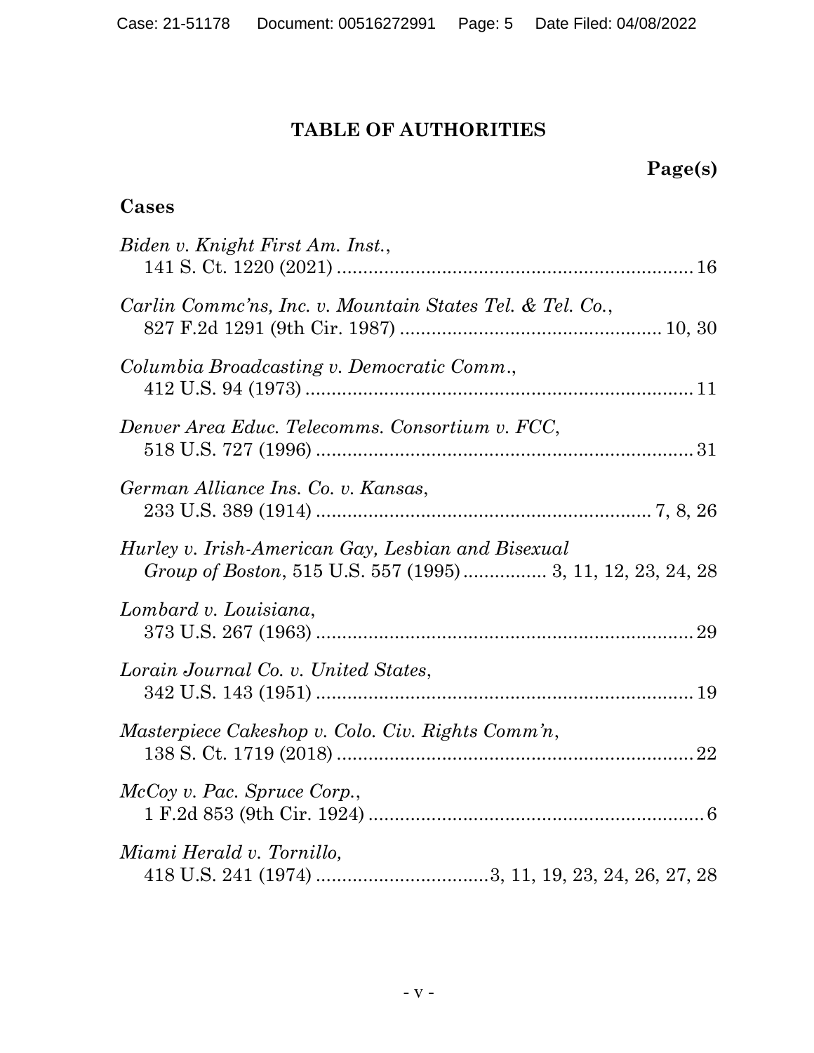## TABLE OF AUTHORITIES

**Page(s)**

### Cases

*Biden v. Knight First Am. Inst.*, 141 S. Ct. 1220 (2021) .......... 16

*Carlin Commc'ns, Inc. v. Mountain States Tel. & Tel. Co.*, 827 F.2d 1291 (9th Cir. 1987) .......... 10, 30

*Columbia Broadcasting v. Democratic Comm.*, 412 U.S. 94 (1973) .......... 11

*Denver Area Educ. Telecomms. Consortium v. FCC*, 518 U.S. 727 (1996) .......... 31

*German Alliance Ins. Co. v. Kansas*, 233 U.S. 389 (1914) .......... 7, 8, 26

*Hurley v. Irish-American Gay, Lesbian and Bisexual Group of Boston*, 515 U.S. 557 (1995) .......... 3, 11, 12, 23, 24, 28

*Lombard v. Louisiana*, 373 U.S. 267 (1963) .......... 29

*Lorain Journal Co. v. United States*, 342 U.S. 143 (1951) .......... 19

*Masterpiece Cakeshop v. Colo. Civ. Rights Comm'n*, 138 S. Ct. 1719 (2018) .......... 22

*McCoy v. Pac. Spruce Corp.*, 1 F.2d 853 (9th Cir. 1924) .......... 6

*Miami Herald v. Tornillo,* 418 U.S. 241 (1974) .......... 3, 11, 19, 23, 24, 26, 27, 28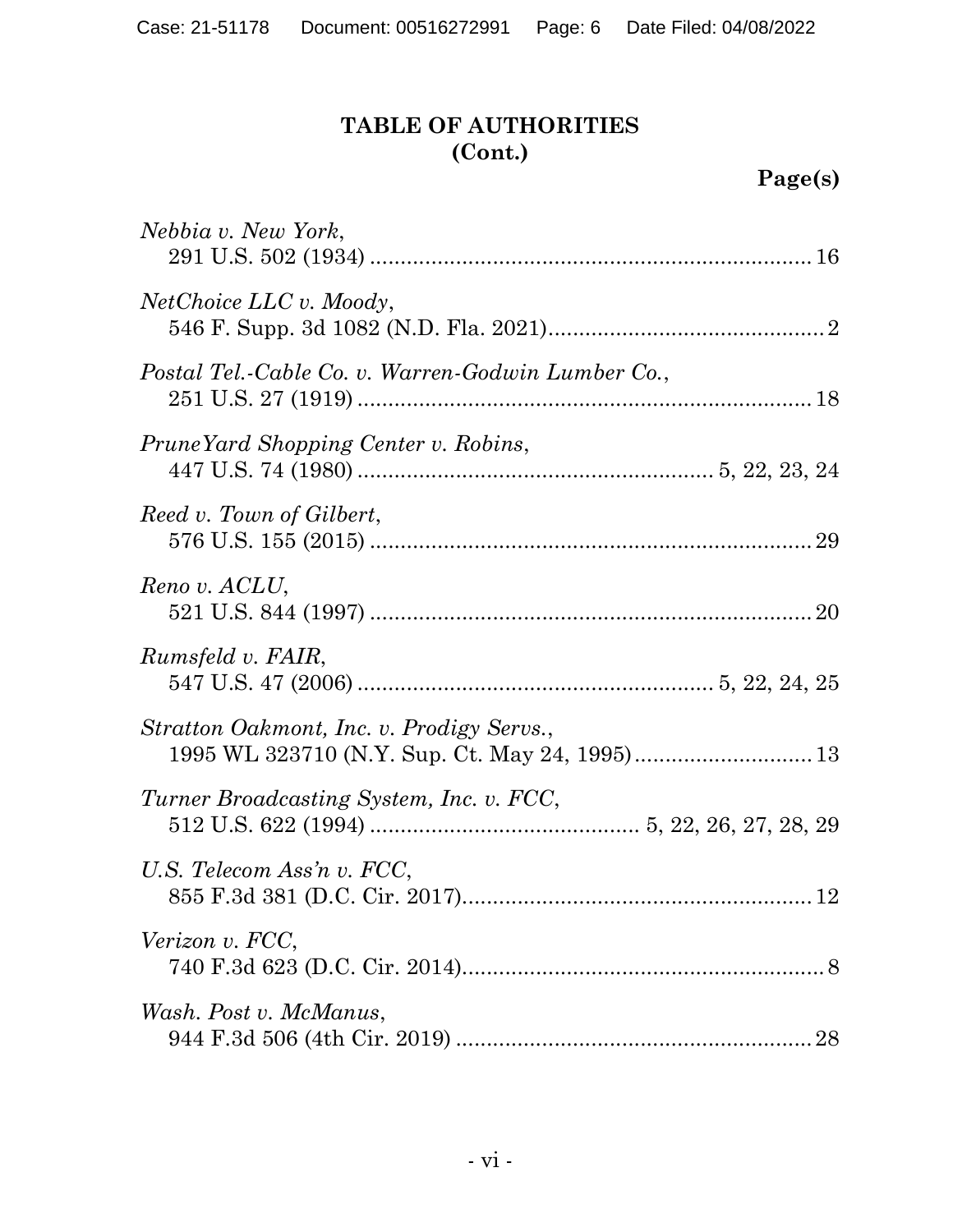# TABLE OF AUTHORITIES (Cont.)

**Page(s)**

*Nebbia v. New York*,
291 U.S. 502 (1934) ........................................................................ 16

*NetChoice LLC v. Moody*,
546 F. Supp. 3d 1082 (N.D. Fla. 2021)............................................. 2

*Postal Tel.-Cable Co. v. Warren-Godwin Lumber Co.*,
251 U.S. 27 (1919) .......................................................................... 18

*PruneYard Shopping Center v. Robins*,
447 U.S. 74 (1980) ......................................................... 5, 22, 23, 24

*Reed v. Town of Gilbert*,
576 U.S. 155 (2015) ........................................................................ 29

*Reno v. ACLU*,
521 U.S. 844 (1997) ........................................................................ 20

*Rumsfeld v. FAIR*,
547 U.S. 47 (2006) .......................................................... 5, 22, 24, 25

*Stratton Oakmont, Inc. v. Prodigy Servs.*,
1995 WL 323710 (N.Y. Sup. Ct. May 24, 1995)............................. 13

*Turner Broadcasting System, Inc. v. FCC*,
512 U.S. 622 (1994) ........................................... 5, 22, 26, 27, 28, 29

*U.S. Telecom Ass'n v. FCC*,
855 F.3d 381 (D.C. Cir. 2017)......................................................... 12

*Verizon v. FCC*,
740 F.3d 623 (D.C. Cir. 2014)........................................................... 8

*Wash. Post v. McManus*,
944 F.3d 506 (4th Cir. 2019) .......................................................... 28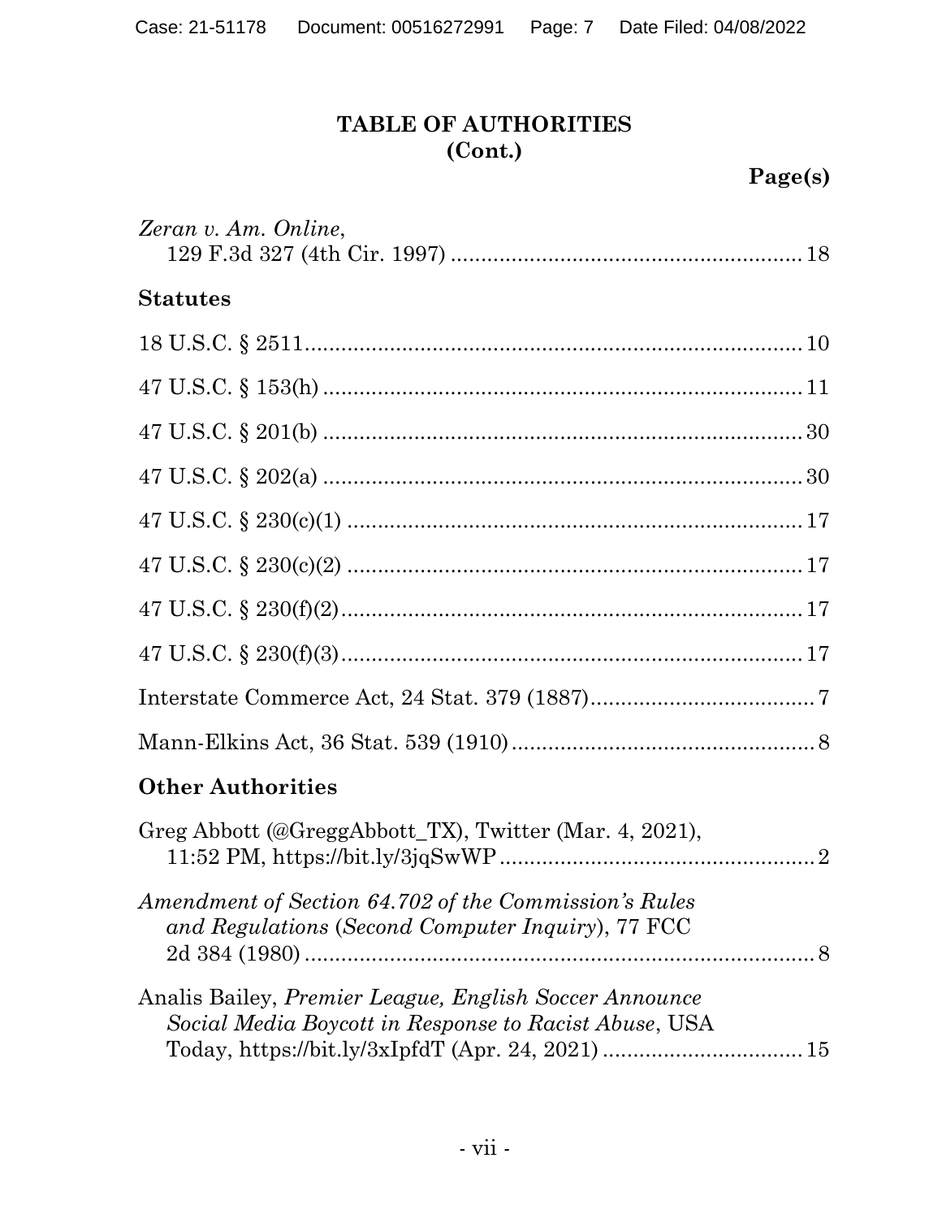## TABLE OF AUTHORITIES
## (Cont.)

**Page(s)**

*Zeran v. Am. Online*,
129 F.3d 327 (4th Cir. 1997) .......................................................... 18

### Statutes

18 U.S.C. § 2511.................................................................................. 10

47 U.S.C. § 153(h) ............................................................................... 11

47 U.S.C. § 201(b) ............................................................................... 30

47 U.S.C. § 202(a) ............................................................................... 30

47 U.S.C. § 230(c)(1) ........................................................................... 17

47 U.S.C. § 230(c)(2) ........................................................................... 17

47 U.S.C. § 230(f)(2)............................................................................ 17

47 U.S.C. § 230(f)(3)............................................................................ 17

Interstate Commerce Act, 24 Stat. 379 (1887)..................................... 7

Mann-Elkins Act, 36 Stat. 539 (1910) .................................................. 8

### Other Authorities

Greg Abbott (@GreggAbbott_TX), Twitter (Mar. 4, 2021),
11:52 PM, https://bit.ly/3jqSwWP ..................................................... 2

*Amendment of Section 64.702 of the Commission's Rules and Regulations* (*Second Computer Inquiry*), 77 FCC 2d 384 (1980) ..................................................................................... 8

Analis Bailey, *Premier League, English Soccer Announce Social Media Boycott in Response to Racist Abuse*, USA Today, https://bit.ly/3xIpfdT (Apr. 24, 2021) ................................. 15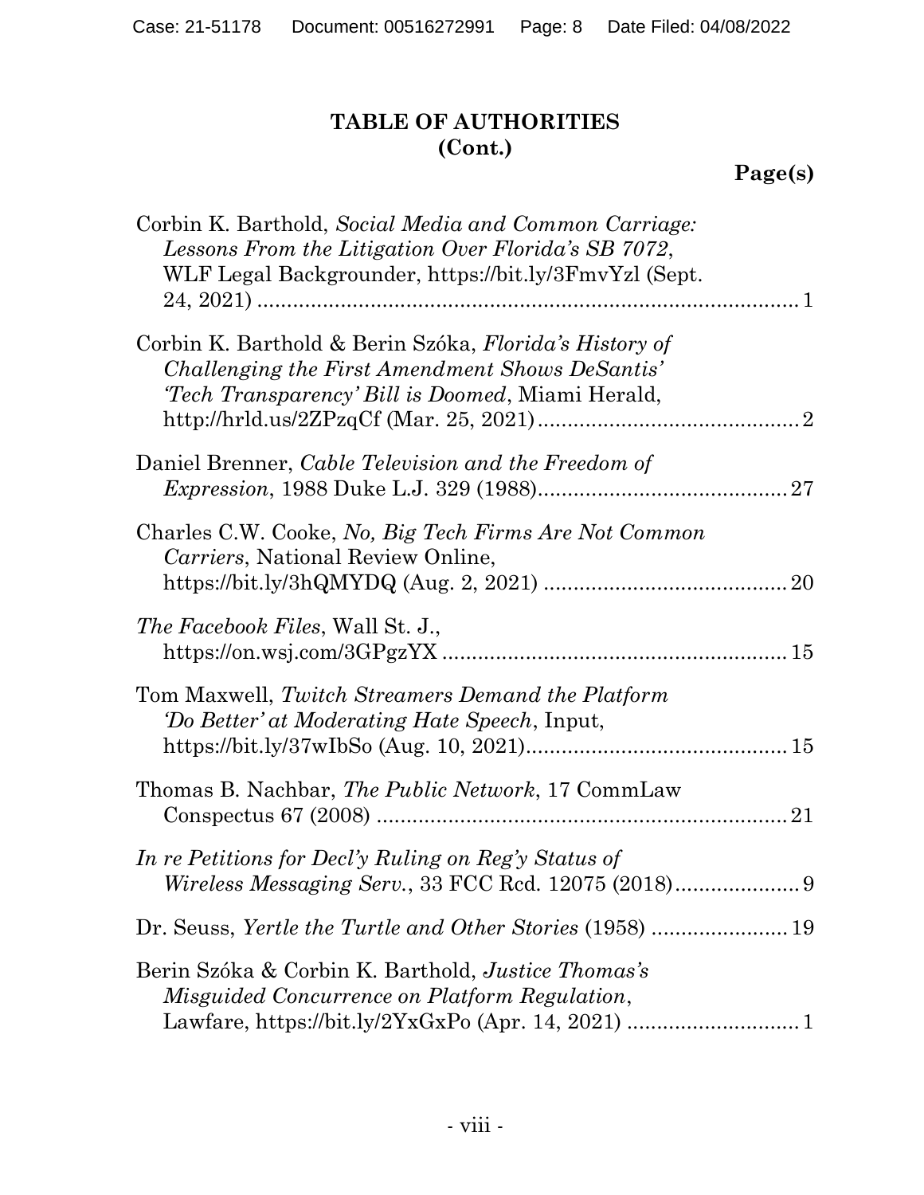## TABLE OF AUTHORITIES
## (Cont.)

**Page(s)**

Corbin K. Barthold, *Social Media and Common Carriage: Lessons From the Litigation Over Florida's SB 7072*, WLF Legal Backgrounder, https://bit.ly/3FmvYzl (Sept. 24, 2021) .......................................................................... 1

Corbin K. Barthold & Berin Szóka, *Florida's History of Challenging the First Amendment Shows DeSantis' 'Tech Transparency' Bill is Doomed*, Miami Herald, http://hrld.us/2ZPzqCf (Mar. 25, 2021) ............................................ 2

Daniel Brenner, *Cable Television and the Freedom of Expression*, 1988 Duke L.J. 329 (1988)........................................... 27

Charles C.W. Cooke, *No, Big Tech Firms Are Not Common Carriers*, National Review Online, https://bit.ly/3hQMYDQ (Aug. 2, 2021) ......................................... 20

*The Facebook Files*, Wall St. J., https://on.wsj.com/3GPgzYX .......................................................... 15

Tom Maxwell, *Twitch Streamers Demand the Platform 'Do Better' at Moderating Hate Speech*, Input, https://bit.ly/37wIbSo (Aug. 10, 2021)............................................ 15

Thomas B. Nachbar, *The Public Network*, 17 CommLaw Conspectus 67 (2008) ..................................................................... 21

*In re Petitions for Decl'y Ruling on Reg'y Status of Wireless Messaging Serv.*, 33 FCC Rcd. 12075 (2018)..................... 9

Dr. Seuss, *Yertle the Turtle and Other Stories* (1958) ....................... 19

Berin Szóka & Corbin K. Barthold, *Justice Thomas's Misguided Concurrence on Platform Regulation*, Lawfare, https://bit.ly/2YxGxPo (Apr. 14, 2021) ............................. 1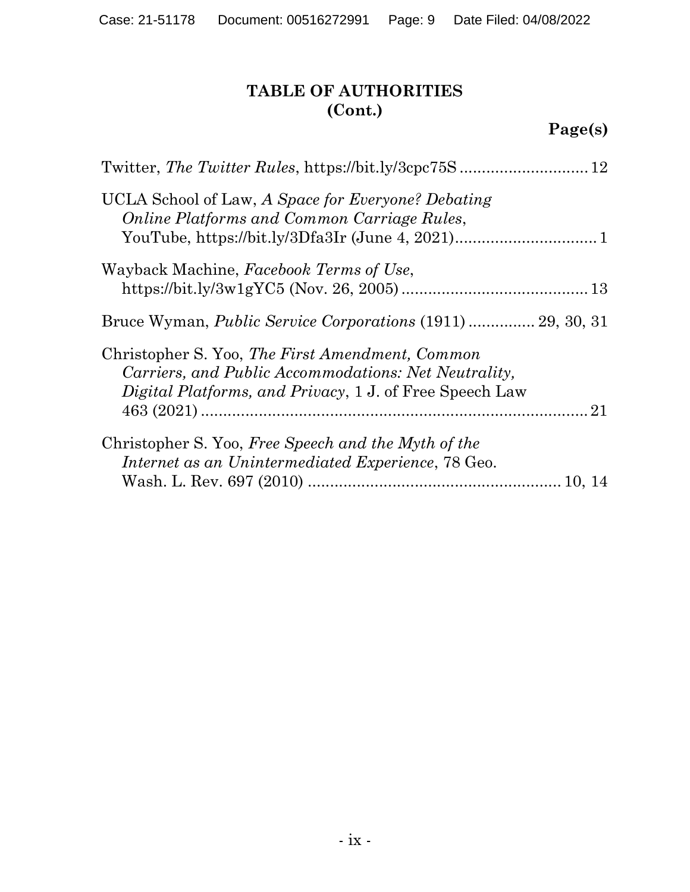## TABLE OF AUTHORITIES
## (Cont.)

**Page(s)**

Twitter, *The Twitter Rules*, https://bit.ly/3cpc75S ............................ 12

UCLA School of Law, *A Space for Everyone? Debating Online Platforms and Common Carriage Rules*, YouTube, https://bit.ly/3Dfa3Ir (June 4, 2021)................................ 1

Wayback Machine, *Facebook Terms of Use*, https://bit.ly/3w1gYC5 (Nov. 26, 2005) .......................................... 13

Bruce Wyman, *Public Service Corporations* (1911) ............... 29, 30, 31

Christopher S. Yoo, *The First Amendment, Common Carriers, and Public Accommodations: Net Neutrality, Digital Platforms, and Privacy*, 1 J. of Free Speech Law 463 (2021) ........................................................................ 21

Christopher S. Yoo, *Free Speech and the Myth of the Internet as an Unintermediated Experience*, 78 Geo. Wash. L. Rev. 697 (2010) ........................................................ 10, 14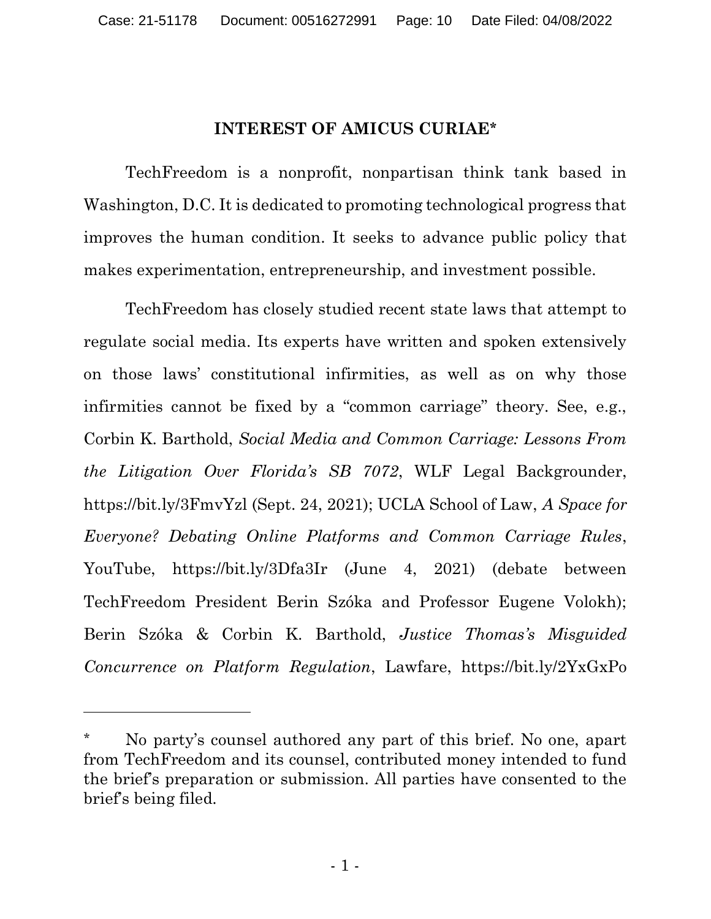## INTEREST OF AMICUS CURIAE*

TechFreedom is a nonprofit, nonpartisan think tank based in Washington, D.C. It is dedicated to promoting technological progress that improves the human condition. It seeks to advance public policy that makes experimentation, entrepreneurship, and investment possible.

TechFreedom has closely studied recent state laws that attempt to regulate social media. Its experts have written and spoken extensively on those laws' constitutional infirmities, as well as on why those infirmities cannot be fixed by a "common carriage" theory. See, e.g., Corbin K. Barthold, *Social Media and Common Carriage: Lessons From the Litigation Over Florida's SB 7072*, WLF Legal Backgrounder, https://bit.ly/3FmvYzl (Sept. 24, 2021); UCLA School of Law, *A Space for Everyone? Debating Online Platforms and Common Carriage Rules*, YouTube, https://bit.ly/3Dfa3Ir (June 4, 2021) (debate between TechFreedom President Berin Szóka and Professor Eugene Volokh); Berin Szóka & Corbin K. Barthold, *Justice Thomas's Misguided Concurrence on Platform Regulation*, Lawfare, https://bit.ly/2YxGxPo

---

\* No party's counsel authored any part of this brief. No one, apart from TechFreedom and its counsel, contributed money intended to fund the brief's preparation or submission. All parties have consented to the brief's being filed.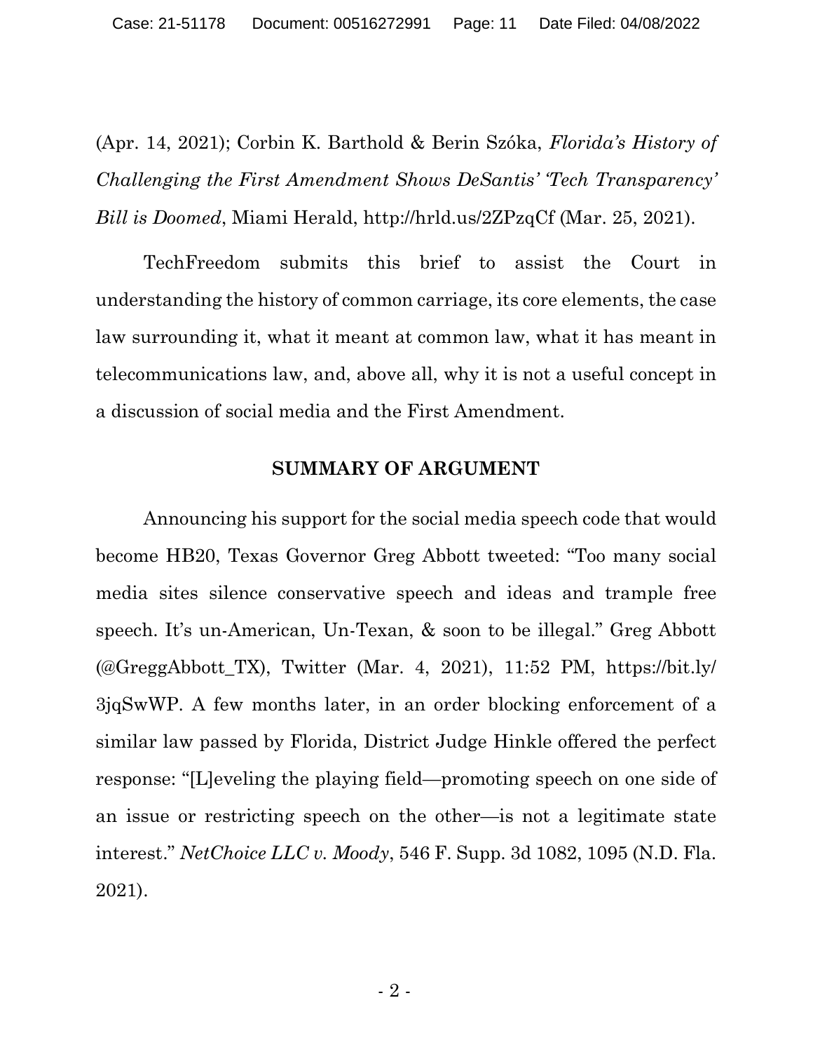(Apr. 14, 2021); Corbin K. Barthold & Berin Szóka, *Florida's History of Challenging the First Amendment Shows DeSantis' 'Tech Transparency' Bill is Doomed*, Miami Herald, http://hrld.us/2ZPzqCf (Mar. 25, 2021).

TechFreedom submits this brief to assist the Court in understanding the history of common carriage, its core elements, the case law surrounding it, what it meant at common law, what it has meant in telecommunications law, and, above all, why it is not a useful concept in a discussion of social media and the First Amendment.

## SUMMARY OF ARGUMENT

Announcing his support for the social media speech code that would become HB20, Texas Governor Greg Abbott tweeted: "Too many social media sites silence conservative speech and ideas and trample free speech. It's un-American, Un-Texan, & soon to be illegal." Greg Abbott (@GreggAbbott_TX), Twitter (Mar. 4, 2021), 11:52 PM, https://bit.ly/3jqSwWP. A few months later, in an order blocking enforcement of a similar law passed by Florida, District Judge Hinkle offered the perfect response: "[L]eveling the playing field—promoting speech on one side of an issue or restricting speech on the other—is not a legitimate state interest." *NetChoice LLC v. Moody*, 546 F. Supp. 3d 1082, 1095 (N.D. Fla. 2021).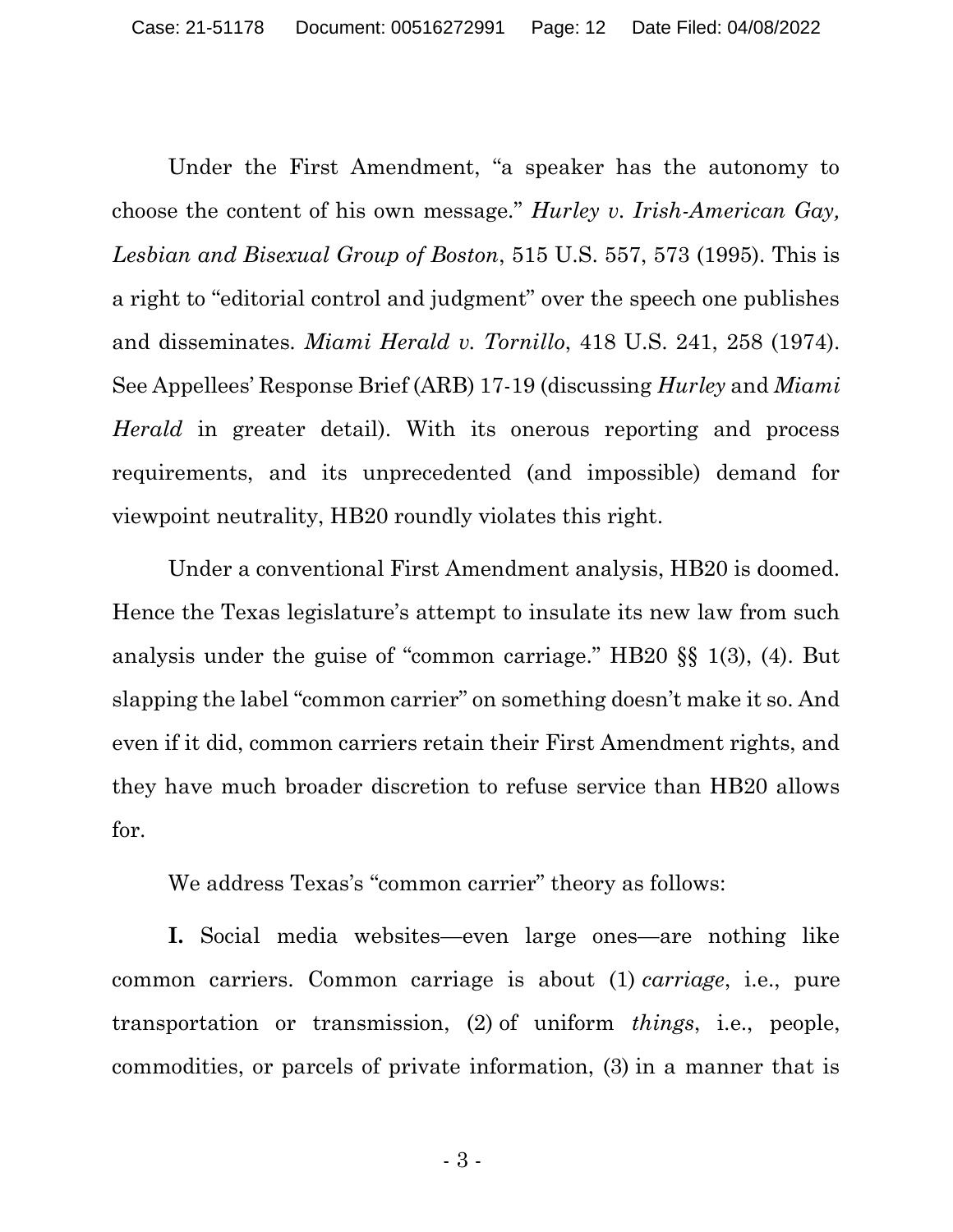Under the First Amendment, "a speaker has the autonomy to choose the content of his own message." *Hurley v. Irish-American Gay, Lesbian and Bisexual Group of Boston*, 515 U.S. 557, 573 (1995). This is a right to "editorial control and judgment" over the speech one publishes and disseminates. *Miami Herald v. Tornillo*, 418 U.S. 241, 258 (1974). See Appellees' Response Brief (ARB) 17-19 (discussing *Hurley* and *Miami Herald* in greater detail). With its onerous reporting and process requirements, and its unprecedented (and impossible) demand for viewpoint neutrality, HB20 roundly violates this right.

Under a conventional First Amendment analysis, HB20 is doomed. Hence the Texas legislature's attempt to insulate its new law from such analysis under the guise of "common carriage." HB20 §§ 1(3), (4). But slapping the label "common carrier" on something doesn't make it so. And even if it did, common carriers retain their First Amendment rights, and they have much broader discretion to refuse service than HB20 allows for.

We address Texas's "common carrier" theory as follows:

**I.** Social media websites—even large ones—are nothing like common carriers. Common carriage is about (1) *carriage*, i.e., pure transportation or transmission, (2) of uniform *things*, i.e., people, commodities, or parcels of private information, (3) in a manner that is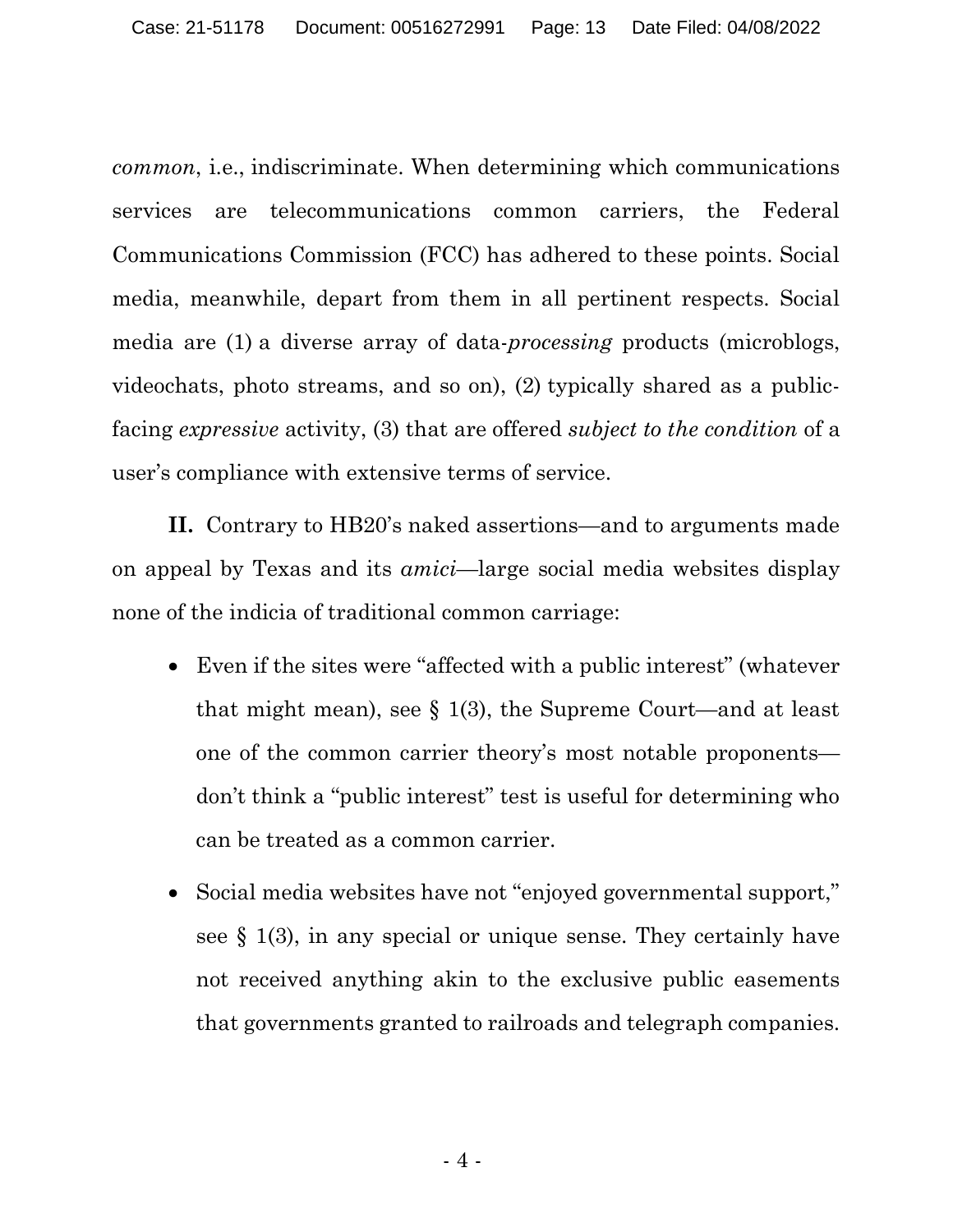*common*, i.e., indiscriminate. When determining which communications services are telecommunications common carriers, the Federal Communications Commission (FCC) has adhered to these points. Social media, meanwhile, depart from them in all pertinent respects. Social media are (1) a diverse array of data-*processing* products (microblogs, videochats, photo streams, and so on), (2) typically shared as a public-facing *expressive* activity, (3) that are offered *subject to the condition* of a user's compliance with extensive terms of service.

**II.** Contrary to HB20's naked assertions—and to arguments made on appeal by Texas and its *amici*—large social media websites display none of the indicia of traditional common carriage:

- Even if the sites were "affected with a public interest" (whatever that might mean), see § 1(3), the Supreme Court—and at least one of the common carrier theory's most notable proponents—don't think a "public interest" test is useful for determining who can be treated as a common carrier.

- Social media websites have not "enjoyed governmental support," see § 1(3), in any special or unique sense. They certainly have not received anything akin to the exclusive public easements that governments granted to railroads and telegraph companies.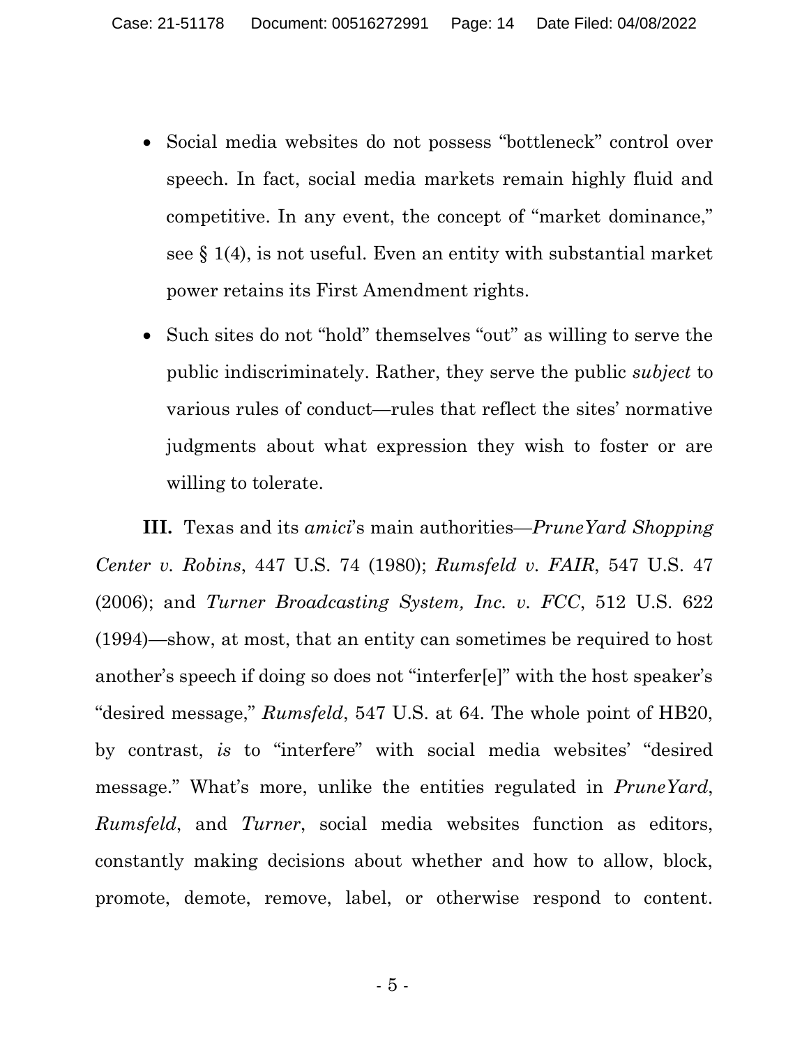- Social media websites do not possess "bottleneck" control over speech. In fact, social media markets remain highly fluid and competitive. In any event, the concept of "market dominance," see § 1(4), is not useful. Even an entity with substantial market power retains its First Amendment rights.
- Such sites do not "hold" themselves "out" as willing to serve the public indiscriminately. Rather, they serve the public *subject* to various rules of conduct—rules that reflect the sites' normative judgments about what expression they wish to foster or are willing to tolerate.

**III.** Texas and its *amici*'s main authorities—*PruneYard Shopping Center v. Robins*, 447 U.S. 74 (1980); *Rumsfeld v. FAIR*, 547 U.S. 47 (2006); and *Turner Broadcasting System, Inc. v. FCC*, 512 U.S. 622 (1994)—show, at most, that an entity can sometimes be required to host another's speech if doing so does not "interfer[e]" with the host speaker's "desired message," *Rumsfeld*, 547 U.S. at 64. The whole point of HB20, by contrast, *is* to "interfere" with social media websites' "desired message." What's more, unlike the entities regulated in *PruneYard*, *Rumsfeld*, and *Turner*, social media websites function as editors, constantly making decisions about whether and how to allow, block, promote, demote, remove, label, or otherwise respond to content.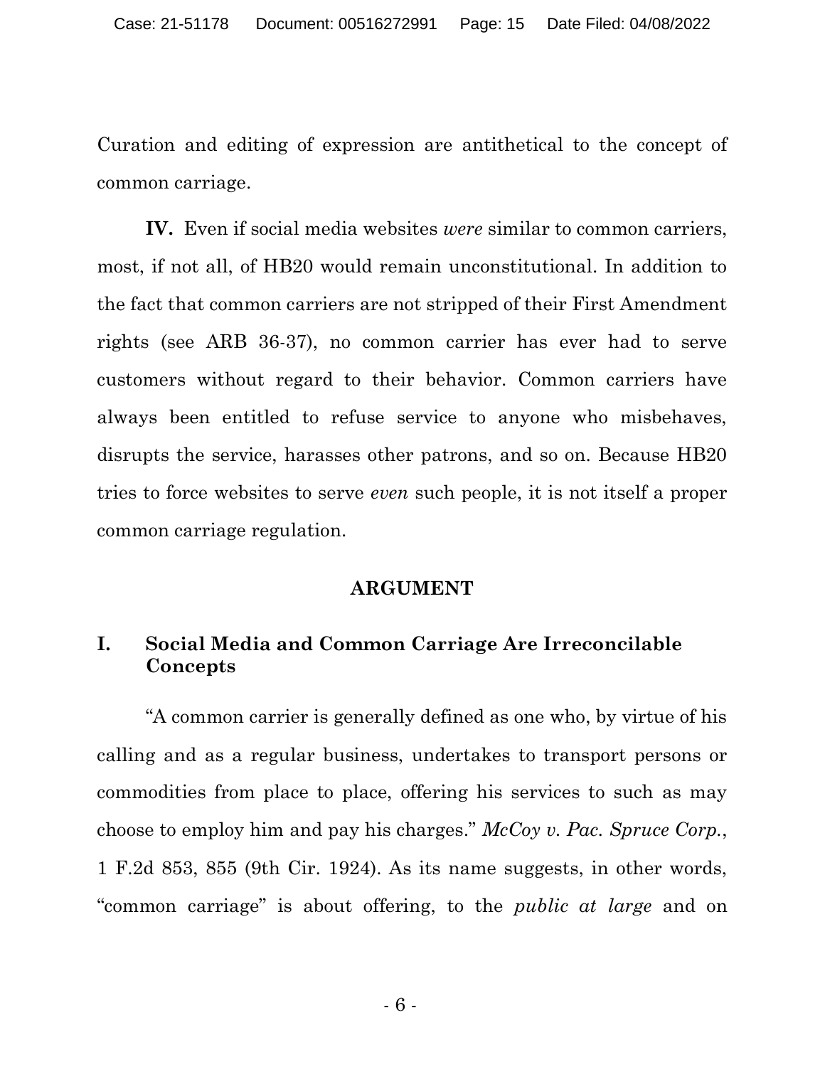Curation and editing of expression are antithetical to the concept of common carriage.

**IV.** Even if social media websites *were* similar to common carriers, most, if not all, of HB20 would remain unconstitutional. In addition to the fact that common carriers are not stripped of their First Amendment rights (see ARB 36-37), no common carrier has ever had to serve customers without regard to their behavior. Common carriers have always been entitled to refuse service to anyone who misbehaves, disrupts the service, harasses other patrons, and so on. Because HB20 tries to force websites to serve *even* such people, it is not itself a proper common carriage regulation.

## ARGUMENT

### I. Social Media and Common Carriage Are Irreconcilable Concepts

"A common carrier is generally defined as one who, by virtue of his calling and as a regular business, undertakes to transport persons or commodities from place to place, offering his services to such as may choose to employ him and pay his charges." *McCoy v. Pac. Spruce Corp.*, 1 F.2d 853, 855 (9th Cir. 1924). As its name suggests, in other words, "common carriage" is about offering, to the *public at large* and on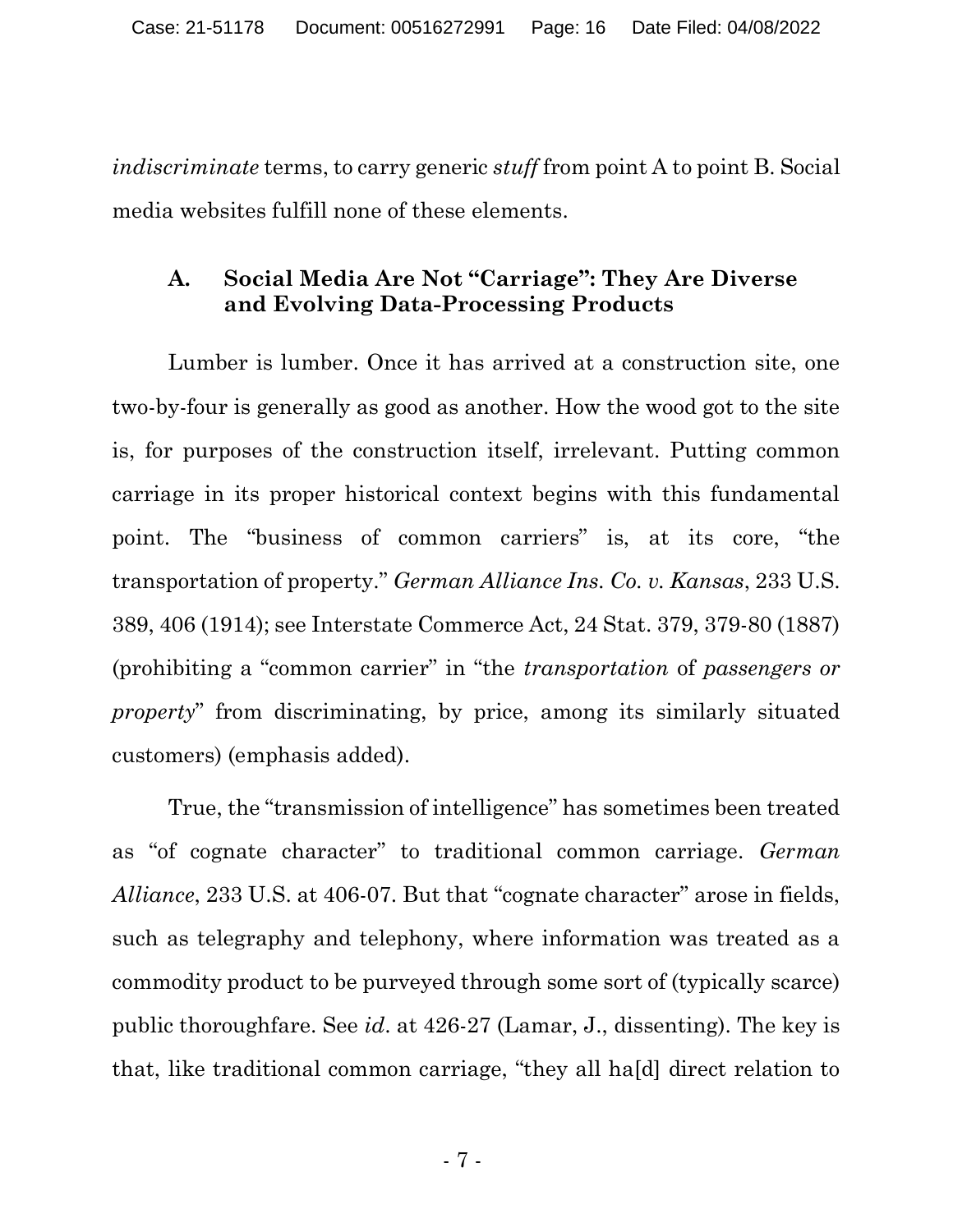*indiscriminate* terms, to carry generic *stuff* from point A to point B. Social media websites fulfill none of these elements.

### A. Social Media Are Not "Carriage": They Are Diverse and Evolving Data-Processing Products

Lumber is lumber. Once it has arrived at a construction site, one two-by-four is generally as good as another. How the wood got to the site is, for purposes of the construction itself, irrelevant. Putting common carriage in its proper historical context begins with this fundamental point. The "business of common carriers" is, at its core, "the transportation of property." *German Alliance Ins. Co. v. Kansas*, 233 U.S. 389, 406 (1914); see Interstate Commerce Act, 24 Stat. 379, 379-80 (1887) (prohibiting a "common carrier" in "the *transportation* of *passengers or property*" from discriminating, by price, among its similarly situated customers) (emphasis added).

True, the "transmission of intelligence" has sometimes been treated as "of cognate character" to traditional common carriage. *German Alliance*, 233 U.S. at 406-07. But that "cognate character" arose in fields, such as telegraphy and telephony, where information was treated as a commodity product to be purveyed through some sort of (typically scarce) public thoroughfare. See *id*. at 426-27 (Lamar, J., dissenting). The key is that, like traditional common carriage, "they all ha[d] direct relation to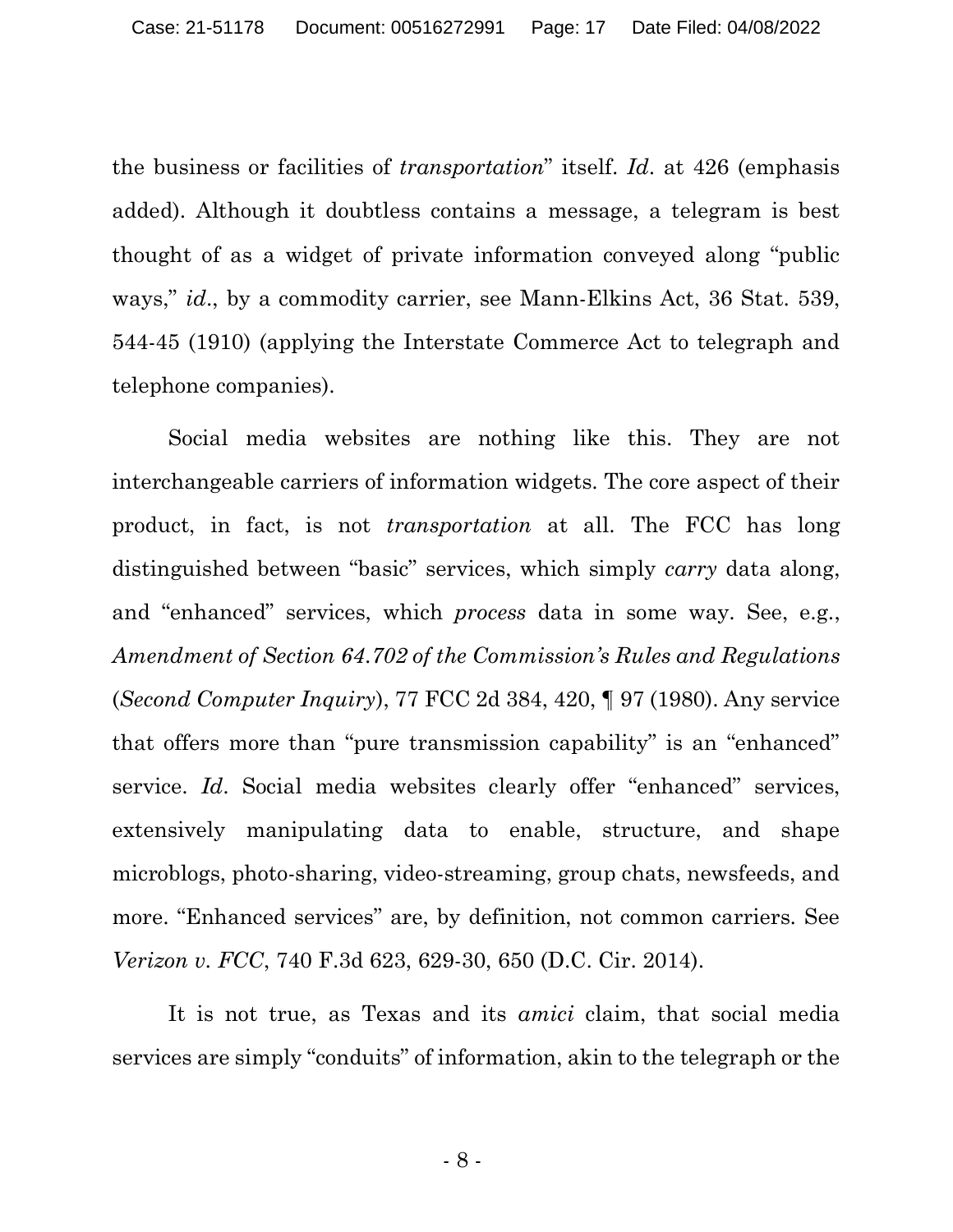the business or facilities of *transportation*" itself. *Id*. at 426 (emphasis added). Although it doubtless contains a message, a telegram is best thought of as a widget of private information conveyed along "public ways," *id*., by a commodity carrier, see Mann-Elkins Act, 36 Stat. 539, 544-45 (1910) (applying the Interstate Commerce Act to telegraph and telephone companies).

Social media websites are nothing like this. They are not interchangeable carriers of information widgets. The core aspect of their product, in fact, is not *transportation* at all. The FCC has long distinguished between "basic" services, which simply *carry* data along, and "enhanced" services, which *process* data in some way. See, e.g., *Amendment of Section 64.702 of the Commission's Rules and Regulations* (*Second Computer Inquiry*), 77 FCC 2d 384, 420, ¶ 97 (1980). Any service that offers more than "pure transmission capability" is an "enhanced" service. *Id*. Social media websites clearly offer "enhanced" services, extensively manipulating data to enable, structure, and shape microblogs, photo-sharing, video-streaming, group chats, newsfeeds, and more. "Enhanced services" are, by definition, not common carriers. See *Verizon v. FCC*, 740 F.3d 623, 629-30, 650 (D.C. Cir. 2014).

It is not true, as Texas and its *amici* claim, that social media services are simply "conduits" of information, akin to the telegraph or the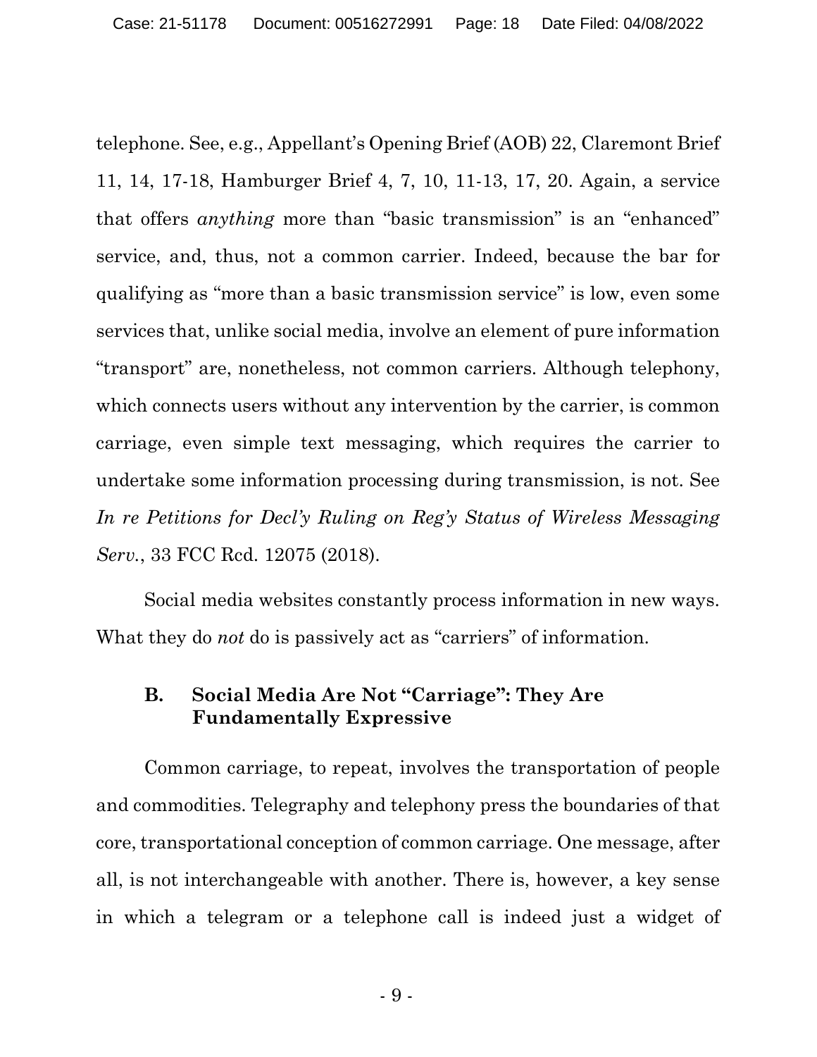telephone. See, e.g., Appellant's Opening Brief (AOB) 22, Claremont Brief 11, 14, 17-18, Hamburger Brief 4, 7, 10, 11-13, 17, 20. Again, a service that offers *anything* more than "basic transmission" is an "enhanced" service, and, thus, not a common carrier. Indeed, because the bar for qualifying as "more than a basic transmission service" is low, even some services that, unlike social media, involve an element of pure information "transport" are, nonetheless, not common carriers. Although telephony, which connects users without any intervention by the carrier, is common carriage, even simple text messaging, which requires the carrier to undertake some information processing during transmission, is not. See *In re Petitions for Decl'y Ruling on Reg'y Status of Wireless Messaging Serv.*, 33 FCC Rcd. 12075 (2018).

Social media websites constantly process information in new ways. What they do *not* do is passively act as "carriers" of information.

### B. Social Media Are Not "Carriage": They Are Fundamentally Expressive

Common carriage, to repeat, involves the transportation of people and commodities. Telegraphy and telephony press the boundaries of that core, transportational conception of common carriage. One message, after all, is not interchangeable with another. There is, however, a key sense in which a telegram or a telephone call is indeed just a widget of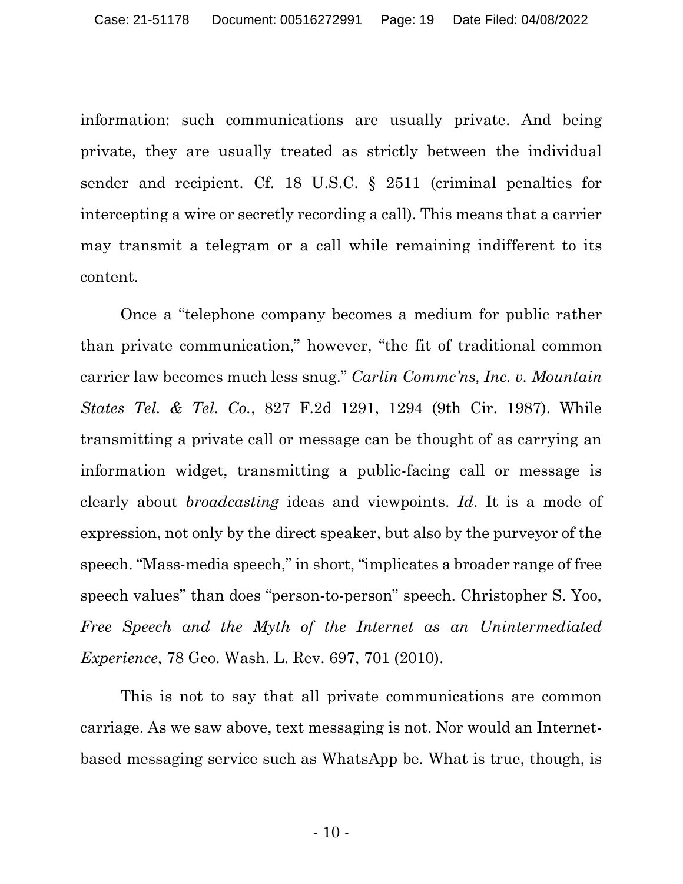information: such communications are usually private. And being private, they are usually treated as strictly between the individual sender and recipient. Cf. 18 U.S.C. § 2511 (criminal penalties for intercepting a wire or secretly recording a call). This means that a carrier may transmit a telegram or a call while remaining indifferent to its content.

Once a "telephone company becomes a medium for public rather than private communication," however, "the fit of traditional common carrier law becomes much less snug." *Carlin Commc'ns, Inc. v. Mountain States Tel. & Tel. Co.*, 827 F.2d 1291, 1294 (9th Cir. 1987). While transmitting a private call or message can be thought of as carrying an information widget, transmitting a public-facing call or message is clearly about *broadcasting* ideas and viewpoints. *Id*. It is a mode of expression, not only by the direct speaker, but also by the purveyor of the speech. "Mass-media speech," in short, "implicates a broader range of free speech values" than does "person-to-person" speech. Christopher S. Yoo, *Free Speech and the Myth of the Internet as an Unintermediated Experience*, 78 Geo. Wash. L. Rev. 697, 701 (2010).

This is not to say that all private communications are common carriage. As we saw above, text messaging is not. Nor would an Internet-based messaging service such as WhatsApp be. What is true, though, is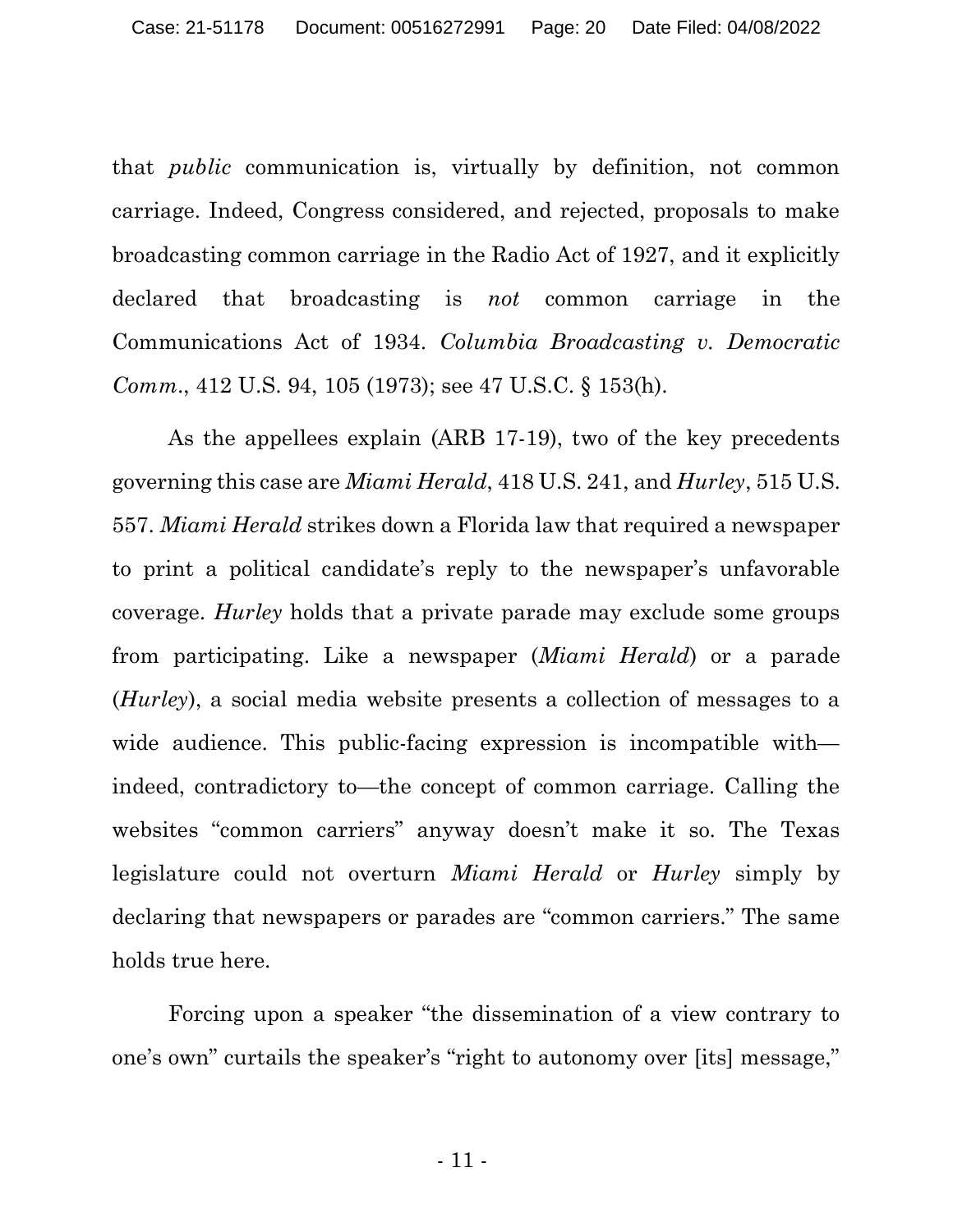that *public* communication is, virtually by definition, not common carriage. Indeed, Congress considered, and rejected, proposals to make broadcasting common carriage in the Radio Act of 1927, and it explicitly declared that broadcasting is *not* common carriage in the Communications Act of 1934. *Columbia Broadcasting v. Democratic Comm*., 412 U.S. 94, 105 (1973); see 47 U.S.C. § 153(h).

As the appellees explain (ARB 17-19), two of the key precedents governing this case are *Miami Herald*, 418 U.S. 241, and *Hurley*, 515 U.S. 557. *Miami Herald* strikes down a Florida law that required a newspaper to print a political candidate's reply to the newspaper's unfavorable coverage. *Hurley* holds that a private parade may exclude some groups from participating. Like a newspaper (*Miami Herald*) or a parade (*Hurley*), a social media website presents a collection of messages to a wide audience. This public-facing expression is incompatible with—indeed, contradictory to—the concept of common carriage. Calling the websites "common carriers" anyway doesn't make it so. The Texas legislature could not overturn *Miami Herald* or *Hurley* simply by declaring that newspapers or parades are "common carriers." The same holds true here.

Forcing upon a speaker "the dissemination of a view contrary to one's own" curtails the speaker's "right to autonomy over [its] message,"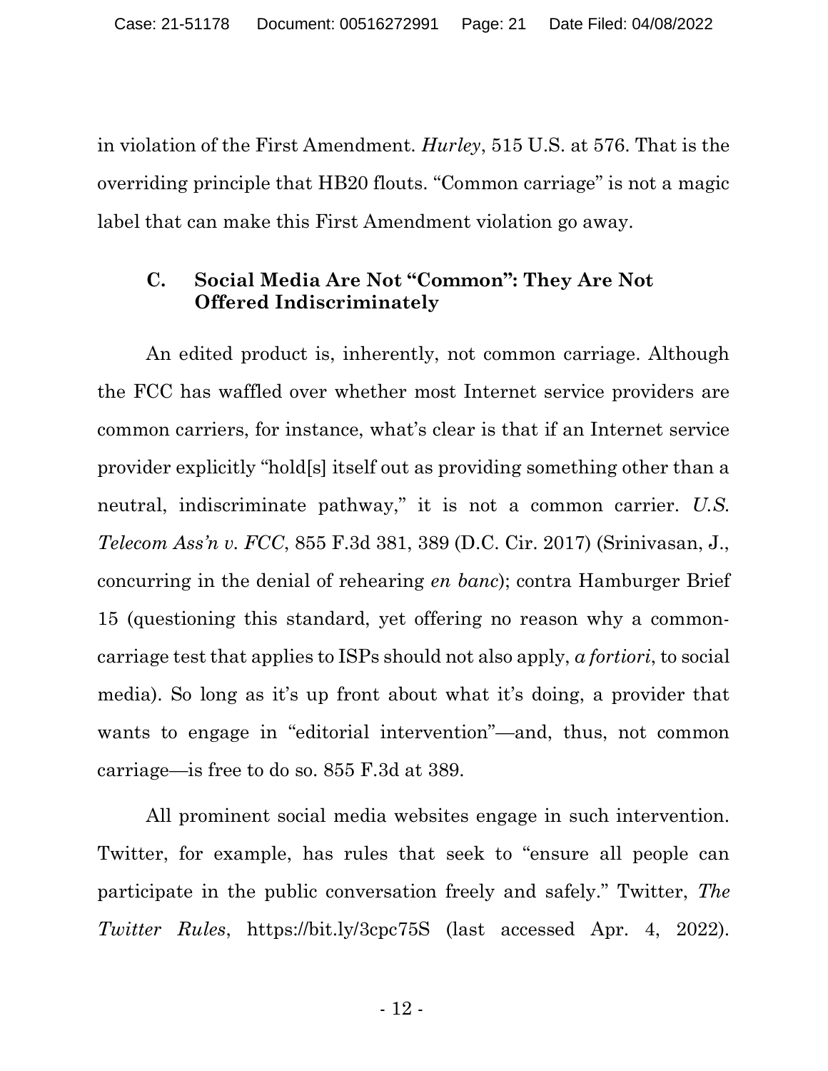in violation of the First Amendment. *Hurley*, 515 U.S. at 576. That is the overriding principle that HB20 flouts. "Common carriage" is not a magic label that can make this First Amendment violation go away.

### C. Social Media Are Not "Common": They Are Not Offered Indiscriminately

An edited product is, inherently, not common carriage. Although the FCC has waffled over whether most Internet service providers are common carriers, for instance, what's clear is that if an Internet service provider explicitly "hold[s] itself out as providing something other than a neutral, indiscriminate pathway," it is not a common carrier. *U.S. Telecom Ass'n v. FCC*, 855 F.3d 381, 389 (D.C. Cir. 2017) (Srinivasan, J., concurring in the denial of rehearing *en banc*); contra Hamburger Brief 15 (questioning this standard, yet offering no reason why a common-carriage test that applies to ISPs should not also apply, *a fortiori*, to social media). So long as it's up front about what it's doing, a provider that wants to engage in "editorial intervention"—and, thus, not common carriage—is free to do so. 855 F.3d at 389.

All prominent social media websites engage in such intervention. Twitter, for example, has rules that seek to "ensure all people can participate in the public conversation freely and safely." Twitter, *The Twitter Rules*, https://bit.ly/3cpc75S (last accessed Apr. 4, 2022).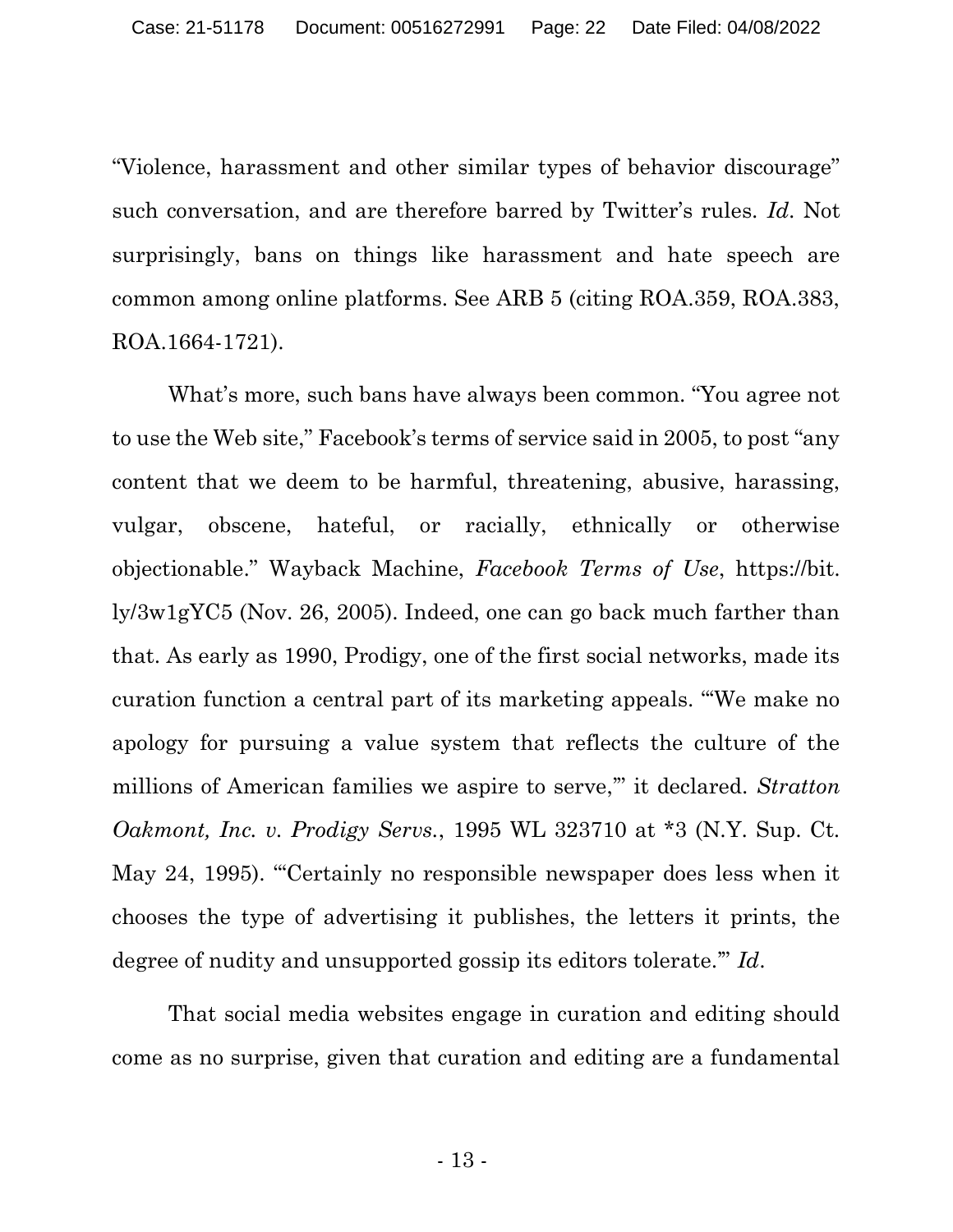"Violence, harassment and other similar types of behavior discourage" such conversation, and are therefore barred by Twitter's rules. *Id.* Not surprisingly, bans on things like harassment and hate speech are common among online platforms. See ARB 5 (citing ROA.359, ROA.383, ROA.1664-1721).

What's more, such bans have always been common. "You agree not to use the Web site," Facebook's terms of service said in 2005, to post "any content that we deem to be harmful, threatening, abusive, harassing, vulgar, obscene, hateful, or racially, ethnically or otherwise objectionable." Wayback Machine, *Facebook Terms of Use*, https://bit.ly/3w1gYC5 (Nov. 26, 2005). Indeed, one can go back much farther than that. As early as 1990, Prodigy, one of the first social networks, made its curation function a central part of its marketing appeals. "'We make no apology for pursuing a value system that reflects the culture of the millions of American families we aspire to serve,'" it declared. *Stratton Oakmont, Inc. v. Prodigy Servs.*, 1995 WL 323710 at *3 (N.Y. Sup. Ct. May 24, 1995). "'Certainly no responsible newspaper does less when it chooses the type of advertising it publishes, the letters it prints, the degree of nudity and unsupported gossip its editors tolerate.'" *Id.*

That social media websites engage in curation and editing should come as no surprise, given that curation and editing are a fundamental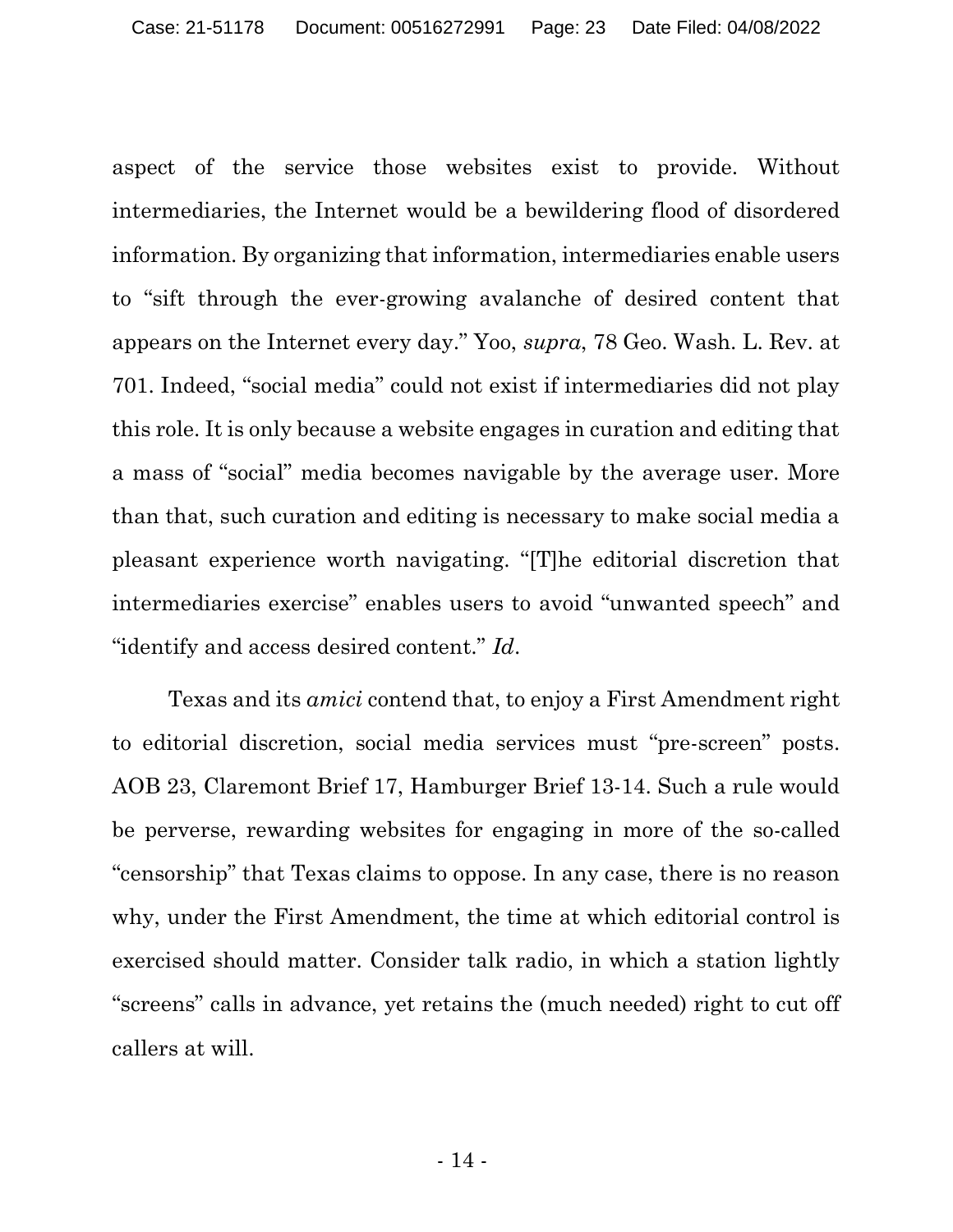aspect of the service those websites exist to provide. Without intermediaries, the Internet would be a bewildering flood of disordered information. By organizing that information, intermediaries enable users to "sift through the ever-growing avalanche of desired content that appears on the Internet every day." Yoo, *supra*, 78 Geo. Wash. L. Rev. at 701. Indeed, "social media" could not exist if intermediaries did not play this role. It is only because a website engages in curation and editing that a mass of "social" media becomes navigable by the average user. More than that, such curation and editing is necessary to make social media a pleasant experience worth navigating. "[T]he editorial discretion that intermediaries exercise" enables users to avoid "unwanted speech" and "identify and access desired content." *Id*.

Texas and its *amici* contend that, to enjoy a First Amendment right to editorial discretion, social media services must "pre-screen" posts. AOB 23, Claremont Brief 17, Hamburger Brief 13-14. Such a rule would be perverse, rewarding websites for engaging in more of the so-called "censorship" that Texas claims to oppose. In any case, there is no reason why, under the First Amendment, the time at which editorial control is exercised should matter. Consider talk radio, in which a station lightly "screens" calls in advance, yet retains the (much needed) right to cut off callers at will.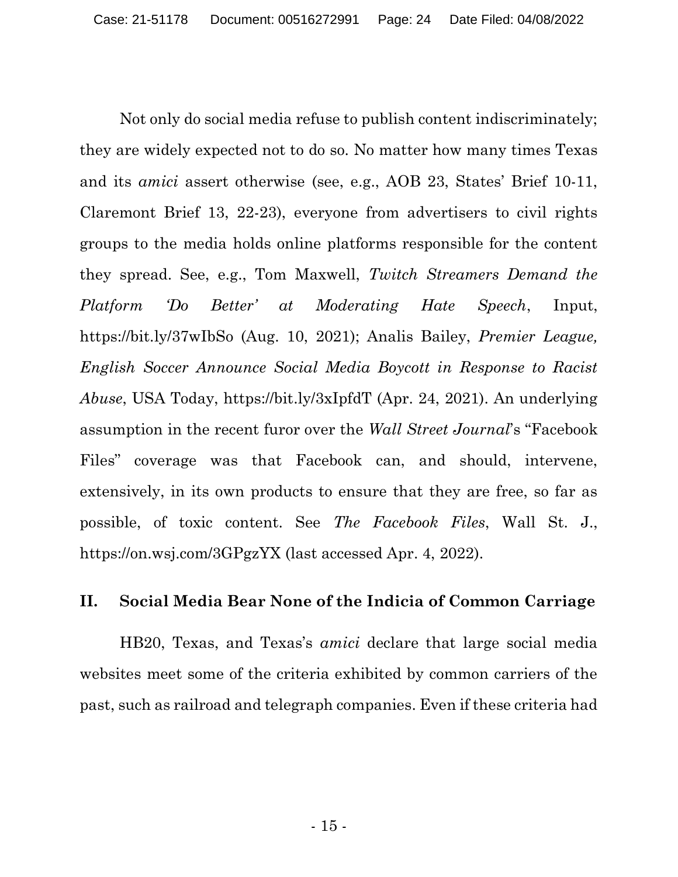Not only do social media refuse to publish content indiscriminately; they are widely expected not to do so. No matter how many times Texas and its *amici* assert otherwise (see, e.g., AOB 23, States' Brief 10-11, Claremont Brief 13, 22-23), everyone from advertisers to civil rights groups to the media holds online platforms responsible for the content they spread. See, e.g., Tom Maxwell, *Twitch Streamers Demand the Platform 'Do Better' at Moderating Hate Speech*, Input, https://bit.ly/37wIbSo (Aug. 10, 2021); Analis Bailey, *Premier League, English Soccer Announce Social Media Boycott in Response to Racist Abuse*, USA Today, https://bit.ly/3xIpfdT (Apr. 24, 2021). An underlying assumption in the recent furor over the *Wall Street Journal*'s "Facebook Files" coverage was that Facebook can, and should, intervene, extensively, in its own products to ensure that they are free, so far as possible, of toxic content. See *The Facebook Files*, Wall St. J., https://on.wsj.com/3GPgzYX (last accessed Apr. 4, 2022).

## II. Social Media Bear None of the Indicia of Common Carriage

HB20, Texas, and Texas's *amici* declare that large social media websites meet some of the criteria exhibited by common carriers of the past, such as railroad and telegraph companies. Even if these criteria had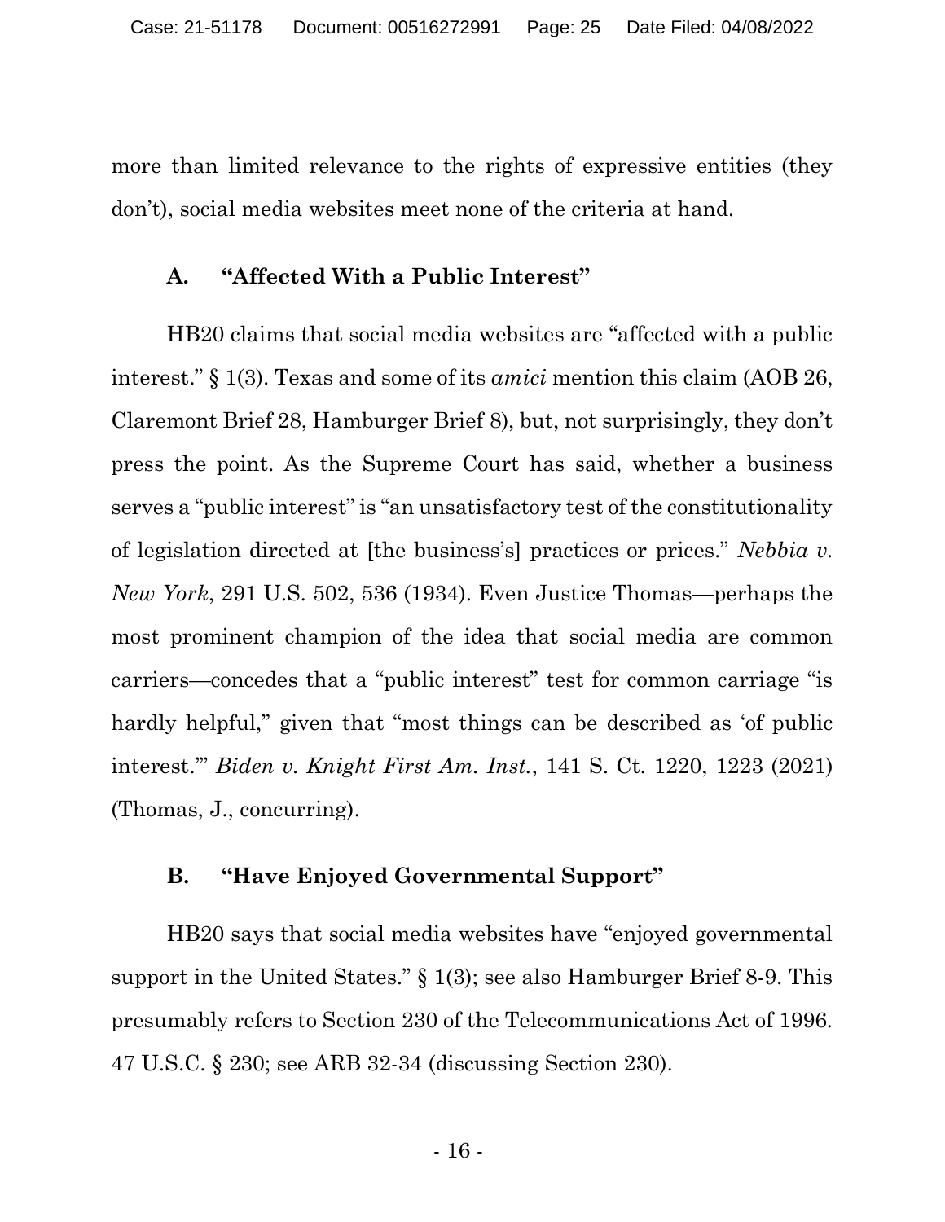more than limited relevance to the rights of expressive entities (they don't), social media websites meet none of the criteria at hand.

### A. "Affected With a Public Interest"

HB20 claims that social media websites are "affected with a public interest." § 1(3). Texas and some of its *amici* mention this claim (AOB 26, Claremont Brief 28, Hamburger Brief 8), but, not surprisingly, they don't press the point. As the Supreme Court has said, whether a business serves a "public interest" is "an unsatisfactory test of the constitutionality of legislation directed at [the business's] practices or prices." *Nebbia v. New York*, 291 U.S. 502, 536 (1934). Even Justice Thomas—perhaps the most prominent champion of the idea that social media are common carriers—concedes that a "public interest" test for common carriage "is hardly helpful," given that "most things can be described as 'of public interest.'" *Biden v. Knight First Am. Inst.*, 141 S. Ct. 1220, 1223 (2021) (Thomas, J., concurring).

### B. "Have Enjoyed Governmental Support"

HB20 says that social media websites have "enjoyed governmental support in the United States." § 1(3); see also Hamburger Brief 8-9. This presumably refers to Section 230 of the Telecommunications Act of 1996. 47 U.S.C. § 230; see ARB 32-34 (discussing Section 230).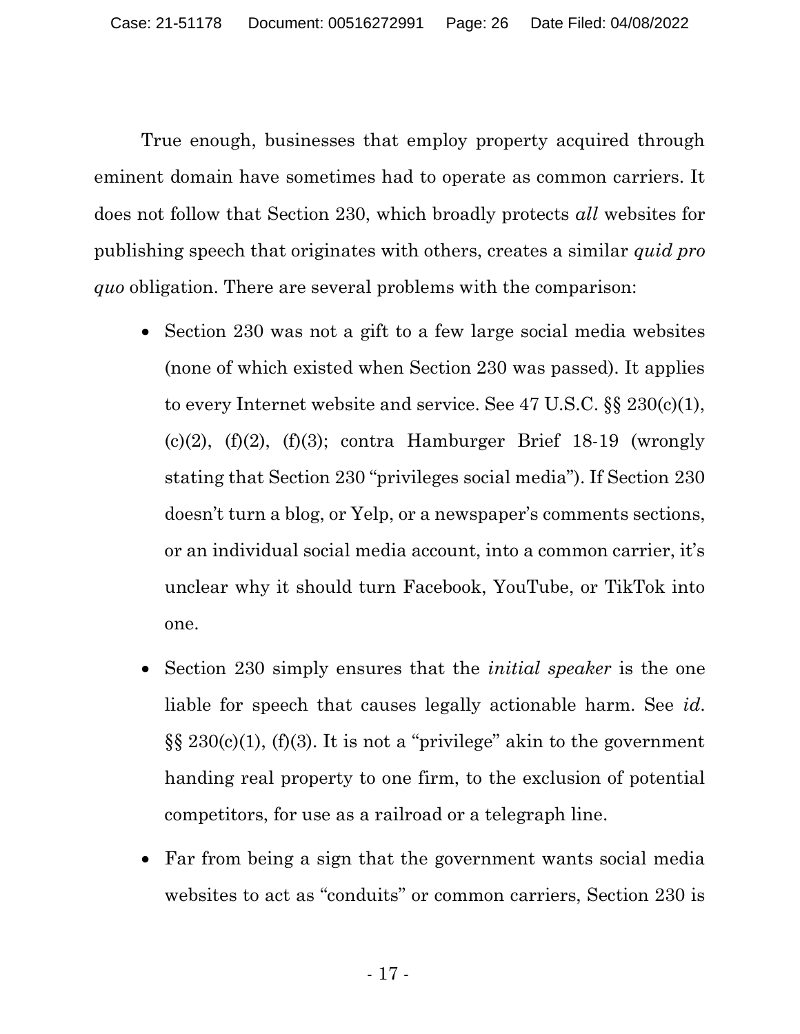True enough, businesses that employ property acquired through eminent domain have sometimes had to operate as common carriers. It does not follow that Section 230, which broadly protects *all* websites for publishing speech that originates with others, creates a similar *quid pro quo* obligation. There are several problems with the comparison:

- Section 230 was not a gift to a few large social media websites (none of which existed when Section 230 was passed). It applies to every Internet website and service. See 47 U.S.C. §§ 230(c)(1), (c)(2), (f)(2), (f)(3); contra Hamburger Brief 18-19 (wrongly stating that Section 230 "privileges social media"). If Section 230 doesn't turn a blog, or Yelp, or a newspaper's comments sections, or an individual social media account, into a common carrier, it's unclear why it should turn Facebook, YouTube, or TikTok into one.

- Section 230 simply ensures that the *initial speaker* is the one liable for speech that causes legally actionable harm. See *id.* §§ 230(c)(1), (f)(3). It is not a "privilege" akin to the government handing real property to one firm, to the exclusion of potential competitors, for use as a railroad or a telegraph line.

- Far from being a sign that the government wants social media websites to act as "conduits" or common carriers, Section 230 is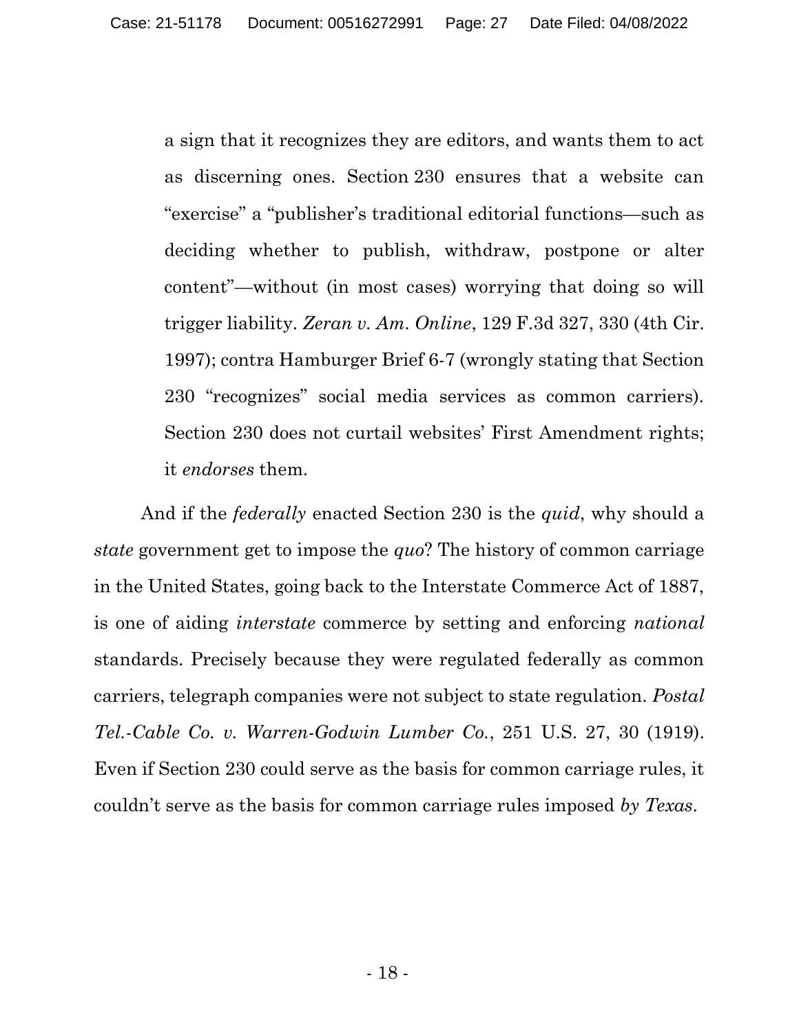> a sign that it recognizes they are editors, and wants them to act as discerning ones. Section 230 ensures that a website can "exercise" a "publisher's traditional editorial functions—such as deciding whether to publish, withdraw, postpone or alter content"—without (in most cases) worrying that doing so will trigger liability. *Zeran v. Am. Online*, 129 F.3d 327, 330 (4th Cir. 1997); contra Hamburger Brief 6-7 (wrongly stating that Section 230 "recognizes" social media services as common carriers). Section 230 does not curtail websites' First Amendment rights; it *endorses* them.

And if the *federally* enacted Section 230 is the *quid*, why should a *state* government get to impose the *quo*? The history of common carriage in the United States, going back to the Interstate Commerce Act of 1887, is one of aiding *interstate* commerce by setting and enforcing *national* standards. Precisely because they were regulated federally as common carriers, telegraph companies were not subject to state regulation. *Postal Tel.-Cable Co. v. Warren-Godwin Lumber Co.*, 251 U.S. 27, 30 (1919). Even if Section 230 could serve as the basis for common carriage rules, it couldn't serve as the basis for common carriage rules imposed *by Texas*.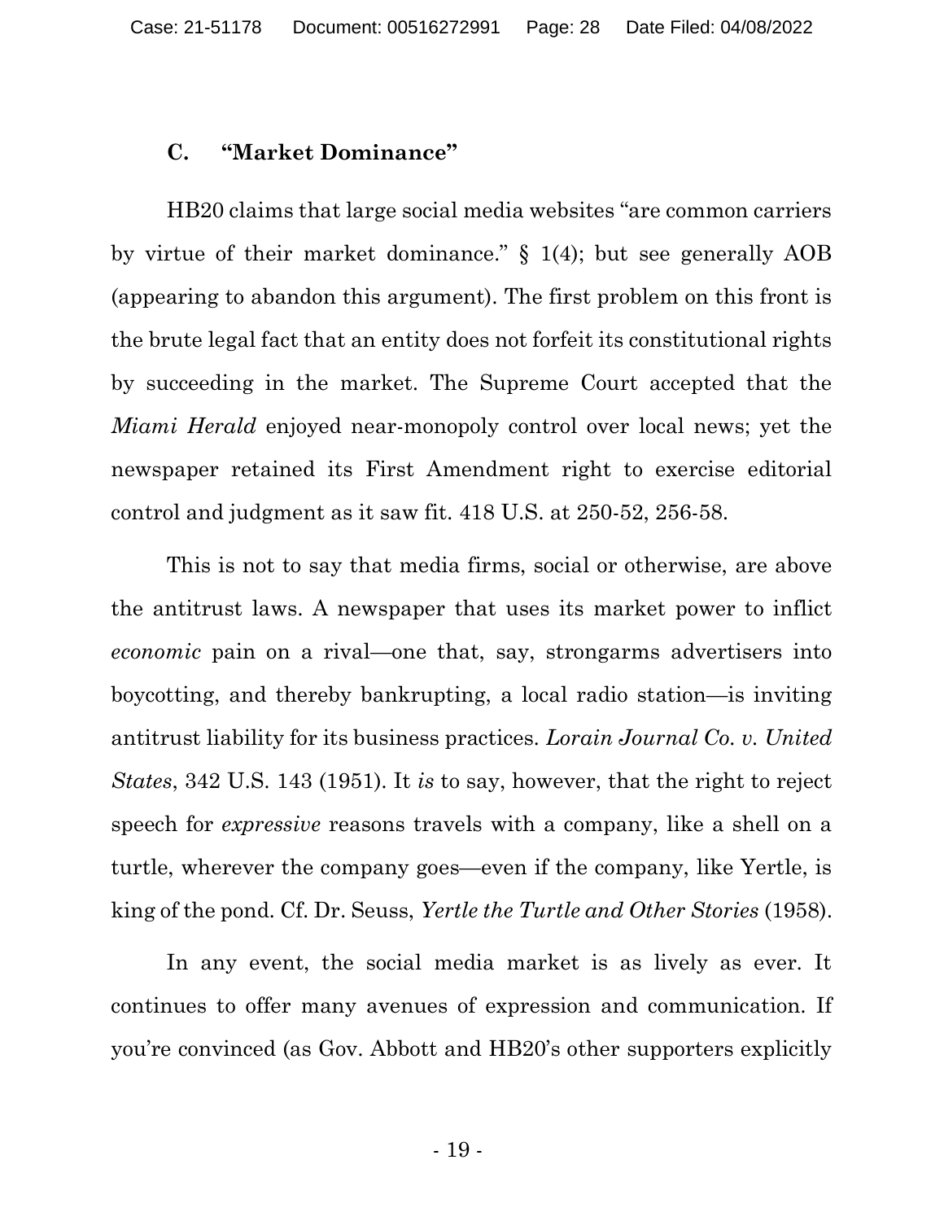### C. "Market Dominance"

HB20 claims that large social media websites "are common carriers by virtue of their market dominance." § 1(4); but see generally AOB (appearing to abandon this argument). The first problem on this front is the brute legal fact that an entity does not forfeit its constitutional rights by succeeding in the market. The Supreme Court accepted that the *Miami Herald* enjoyed near-monopoly control over local news; yet the newspaper retained its First Amendment right to exercise editorial control and judgment as it saw fit. 418 U.S. at 250-52, 256-58.

This is not to say that media firms, social or otherwise, are above the antitrust laws. A newspaper that uses its market power to inflict *economic* pain on a rival—one that, say, strongarms advertisers into boycotting, and thereby bankrupting, a local radio station—is inviting antitrust liability for its business practices. *Lorain Journal Co. v. United States*, 342 U.S. 143 (1951). It *is* to say, however, that the right to reject speech for *expressive* reasons travels with a company, like a shell on a turtle, wherever the company goes—even if the company, like Yertle, is king of the pond. Cf. Dr. Seuss, *Yertle the Turtle and Other Stories* (1958).

In any event, the social media market is as lively as ever. It continues to offer many avenues of expression and communication. If you're convinced (as Gov. Abbott and HB20's other supporters explicitly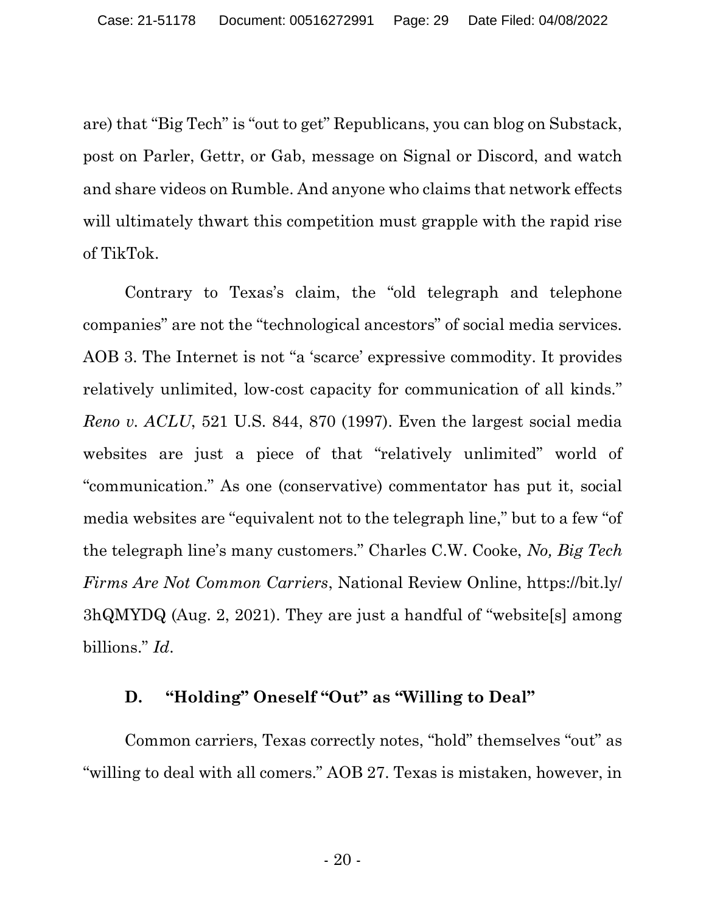are) that "Big Tech" is "out to get" Republicans, you can blog on Substack, post on Parler, Gettr, or Gab, message on Signal or Discord, and watch and share videos on Rumble. And anyone who claims that network effects will ultimately thwart this competition must grapple with the rapid rise of TikTok.

Contrary to Texas's claim, the "old telegraph and telephone companies" are not the "technological ancestors" of social media services. AOB 3. The Internet is not "a 'scarce' expressive commodity. It provides relatively unlimited, low-cost capacity for communication of all kinds." *Reno v. ACLU*, 521 U.S. 844, 870 (1997). Even the largest social media websites are just a piece of that "relatively unlimited" world of "communication." As one (conservative) commentator has put it, social media websites are "equivalent not to the telegraph line," but to a few "of the telegraph line's many customers." Charles C.W. Cooke, *No, Big Tech Firms Are Not Common Carriers*, National Review Online, https://bit.ly/3hQMYDQ (Aug. 2, 2021). They are just a handful of "website[s] among billions." *Id*.

### D. "Holding" Oneself "Out" as "Willing to Deal"

Common carriers, Texas correctly notes, "hold" themselves "out" as "willing to deal with all comers." AOB 27. Texas is mistaken, however, in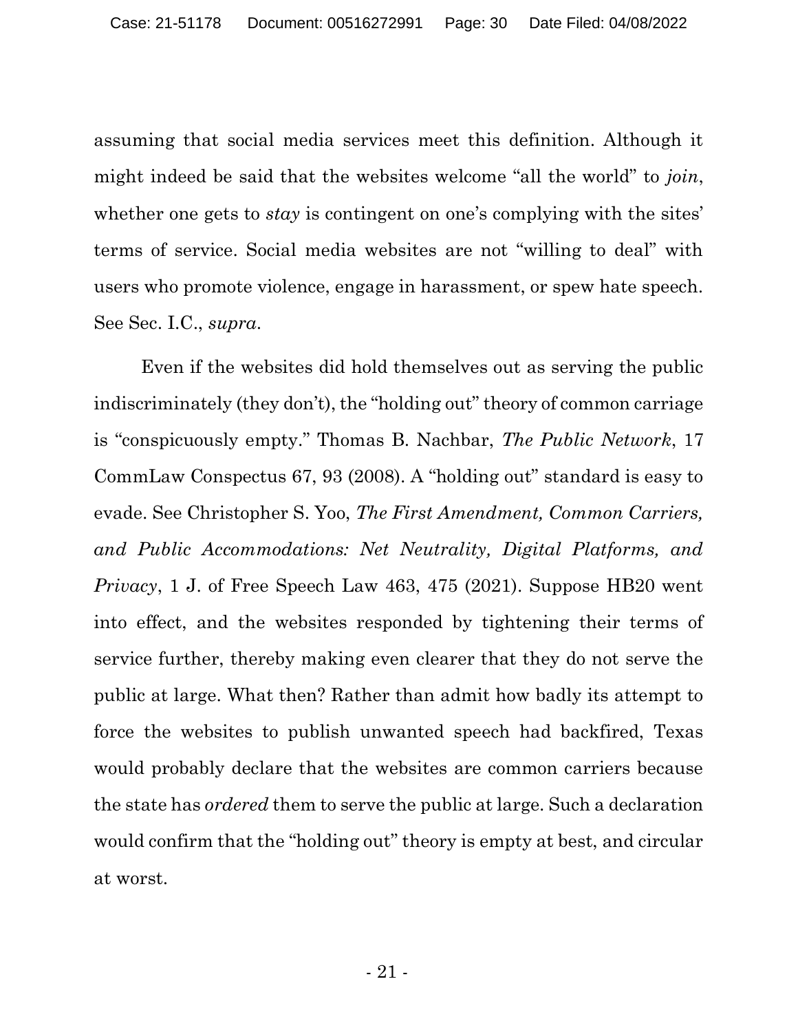assuming that social media services meet this definition. Although it might indeed be said that the websites welcome "all the world" to *join*, whether one gets to *stay* is contingent on one's complying with the sites' terms of service. Social media websites are not "willing to deal" with users who promote violence, engage in harassment, or spew hate speech. See Sec. I.C., *supra*.

Even if the websites did hold themselves out as serving the public indiscriminately (they don't), the "holding out" theory of common carriage is "conspicuously empty." Thomas B. Nachbar, *The Public Network*, 17 CommLaw Conspectus 67, 93 (2008). A "holding out" standard is easy to evade. See Christopher S. Yoo, *The First Amendment, Common Carriers, and Public Accommodations: Net Neutrality, Digital Platforms, and Privacy*, 1 J. of Free Speech Law 463, 475 (2021). Suppose HB20 went into effect, and the websites responded by tightening their terms of service further, thereby making even clearer that they do not serve the public at large. What then? Rather than admit how badly its attempt to force the websites to publish unwanted speech had backfired, Texas would probably declare that the websites are common carriers because the state has *ordered* them to serve the public at large. Such a declaration would confirm that the "holding out" theory is empty at best, and circular at worst.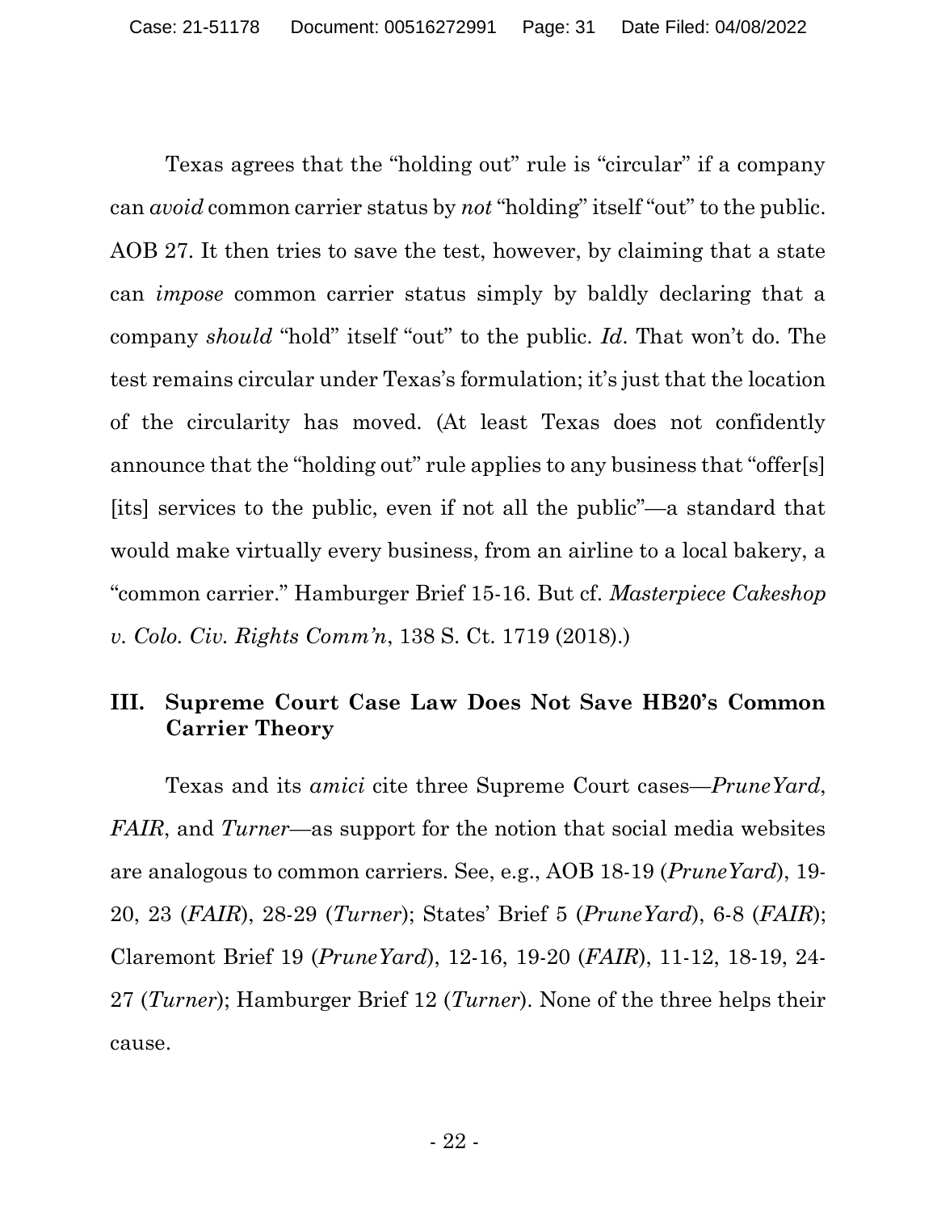Texas agrees that the "holding out" rule is "circular" if a company can *avoid* common carrier status by *not* "holding" itself "out" to the public. AOB 27. It then tries to save the test, however, by claiming that a state can *impose* common carrier status simply by baldly declaring that a company *should* "hold" itself "out" to the public. *Id*. That won't do. The test remains circular under Texas's formulation; it's just that the location of the circularity has moved. (At least Texas does not confidently announce that the "holding out" rule applies to any business that "offer[s] [its] services to the public, even if not all the public"—a standard that would make virtually every business, from an airline to a local bakery, a "common carrier." Hamburger Brief 15-16. But cf. *Masterpiece Cakeshop v. Colo. Civ. Rights Comm'n*, 138 S. Ct. 1719 (2018).)

## III. Supreme Court Case Law Does Not Save HB20's Common Carrier Theory

Texas and its *amici* cite three Supreme Court cases—*PruneYard*, *FAIR*, and *Turner*—as support for the notion that social media websites are analogous to common carriers. See, e.g., AOB 18-19 (*PruneYard*), 19-20, 23 (*FAIR*), 28-29 (*Turner*); States' Brief 5 (*PruneYard*), 6-8 (*FAIR*); Claremont Brief 19 (*PruneYard*), 12-16, 19-20 (*FAIR*), 11-12, 18-19, 24-27 (*Turner*); Hamburger Brief 12 (*Turner*). None of the three helps their cause.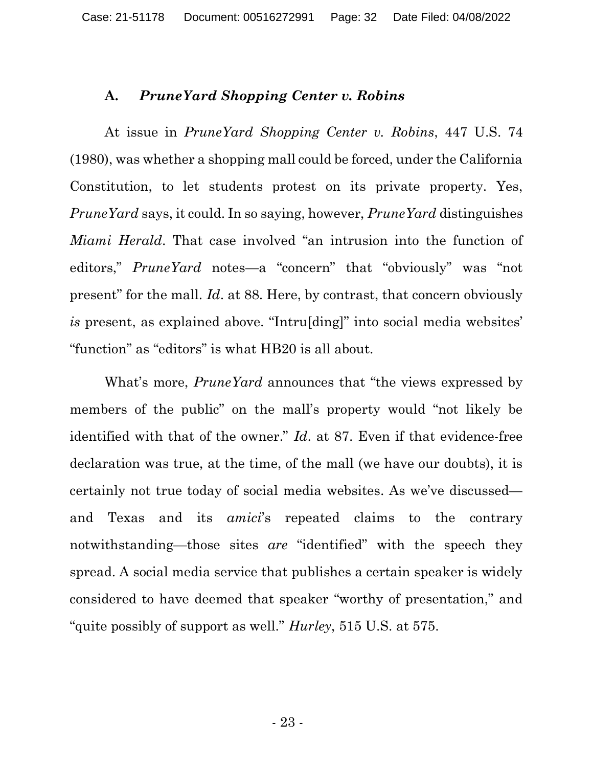### A. *PruneYard Shopping Center v. Robins*

At issue in *PruneYard Shopping Center v. Robins*, 447 U.S. 74 (1980), was whether a shopping mall could be forced, under the California Constitution, to let students protest on its private property. Yes, *PruneYard* says, it could. In so saying, however, *PruneYard* distinguishes *Miami Herald*. That case involved "an intrusion into the function of editors," *PruneYard* notes—a "concern" that "obviously" was "not present" for the mall. *Id*. at 88. Here, by contrast, that concern obviously *is* present, as explained above. "Intru[ding]" into social media websites' "function" as "editors" is what HB20 is all about.

What's more, *PruneYard* announces that "the views expressed by members of the public" on the mall's property would "not likely be identified with that of the owner." *Id*. at 87. Even if that evidence-free declaration was true, at the time, of the mall (we have our doubts), it is certainly not true today of social media websites. As we've discussed—and Texas and its *amici*'s repeated claims to the contrary notwithstanding—those sites *are* "identified" with the speech they spread. A social media service that publishes a certain speaker is widely considered to have deemed that speaker "worthy of presentation," and "quite possibly of support as well." *Hurley*, 515 U.S. at 575.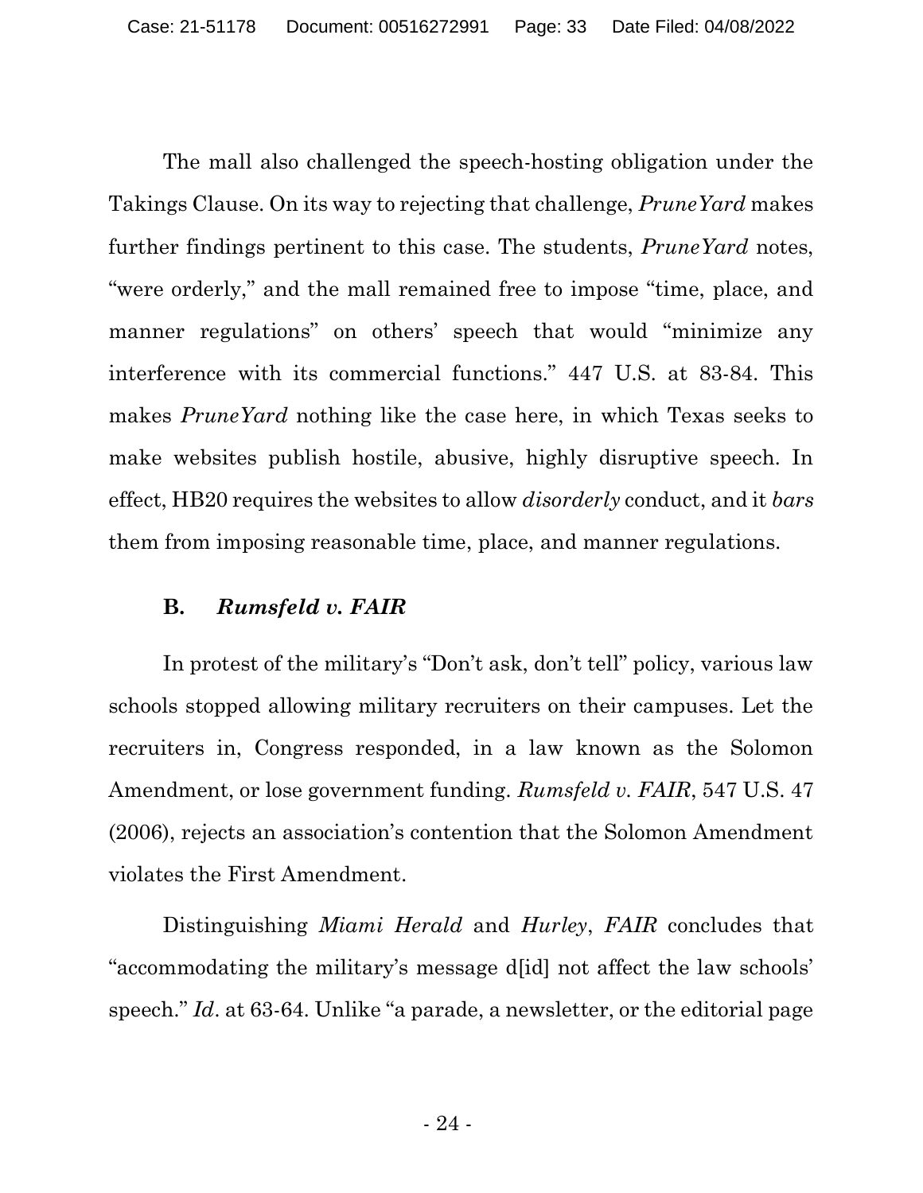The mall also challenged the speech-hosting obligation under the Takings Clause. On its way to rejecting that challenge, *PruneYard* makes further findings pertinent to this case. The students, *PruneYard* notes, "were orderly," and the mall remained free to impose "time, place, and manner regulations" on others' speech that would "minimize any interference with its commercial functions." 447 U.S. at 83-84. This makes *PruneYard* nothing like the case here, in which Texas seeks to make websites publish hostile, abusive, highly disruptive speech. In effect, HB20 requires the websites to allow *disorderly* conduct, and it *bars* them from imposing reasonable time, place, and manner regulations.

### B. *Rumsfeld v. FAIR*

In protest of the military's "Don't ask, don't tell" policy, various law schools stopped allowing military recruiters on their campuses. Let the recruiters in, Congress responded, in a law known as the Solomon Amendment, or lose government funding. *Rumsfeld v. FAIR*, 547 U.S. 47 (2006), rejects an association's contention that the Solomon Amendment violates the First Amendment.

Distinguishing *Miami Herald* and *Hurley*, *FAIR* concludes that "accommodating the military's message d[id] not affect the law schools' speech." *Id*. at 63-64. Unlike "a parade, a newsletter, or the editorial page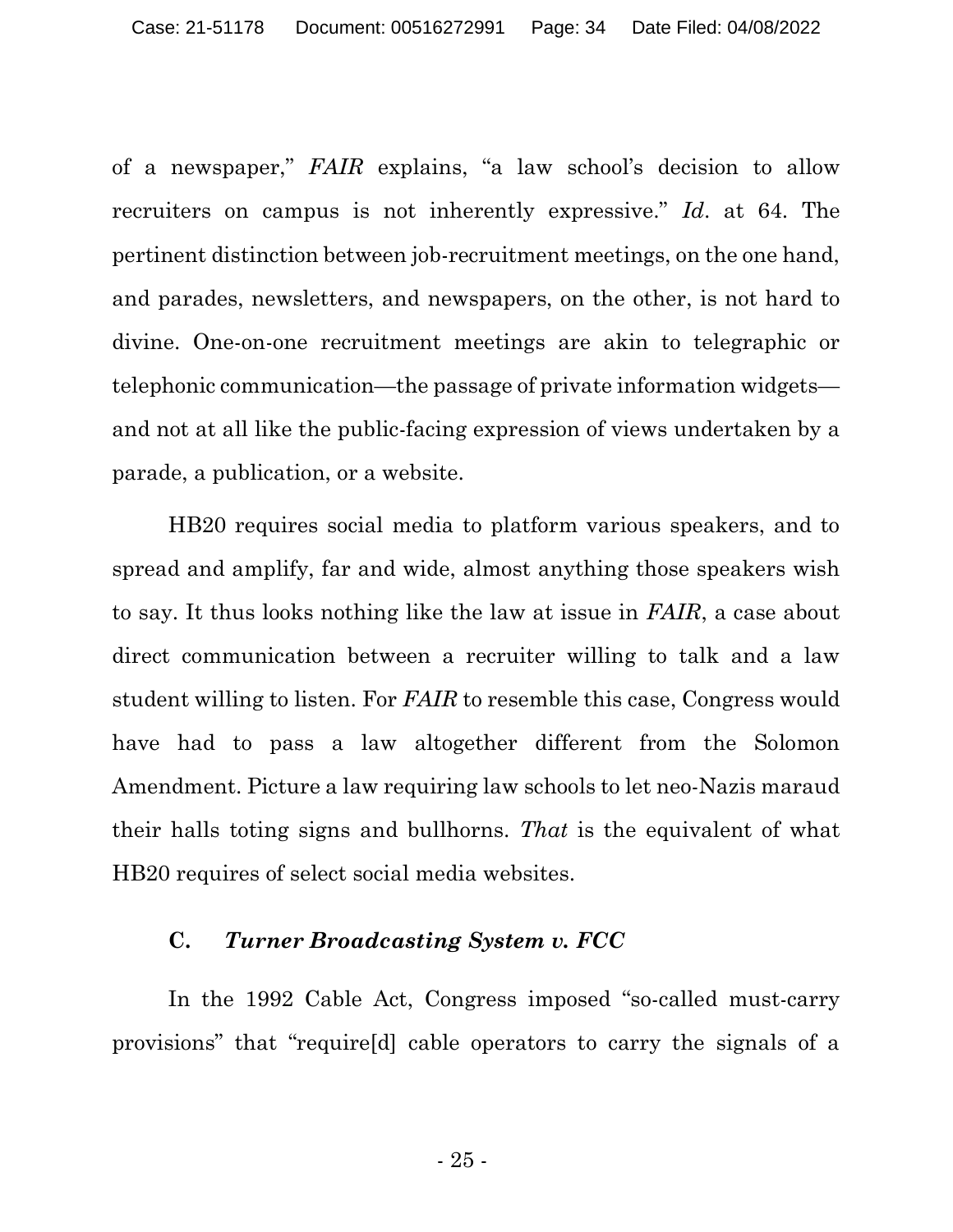of a newspaper," *FAIR* explains, "a law school's decision to allow recruiters on campus is not inherently expressive." *Id.* at 64. The pertinent distinction between job-recruitment meetings, on the one hand, and parades, newsletters, and newspapers, on the other, is not hard to divine. One-on-one recruitment meetings are akin to telegraphic or telephonic communication—the passage of private information widgets—and not at all like the public-facing expression of views undertaken by a parade, a publication, or a website.

HB20 requires social media to platform various speakers, and to spread and amplify, far and wide, almost anything those speakers wish to say. It thus looks nothing like the law at issue in *FAIR*, a case about direct communication between a recruiter willing to talk and a law student willing to listen. For *FAIR* to resemble this case, Congress would have had to pass a law altogether different from the Solomon Amendment. Picture a law requiring law schools to let neo-Nazis maraud their halls toting signs and bullhorns. *That* is the equivalent of what HB20 requires of select social media websites.

### C. *Turner Broadcasting System v. FCC*

In the 1992 Cable Act, Congress imposed "so-called must-carry provisions" that "require[d] cable operators to carry the signals of a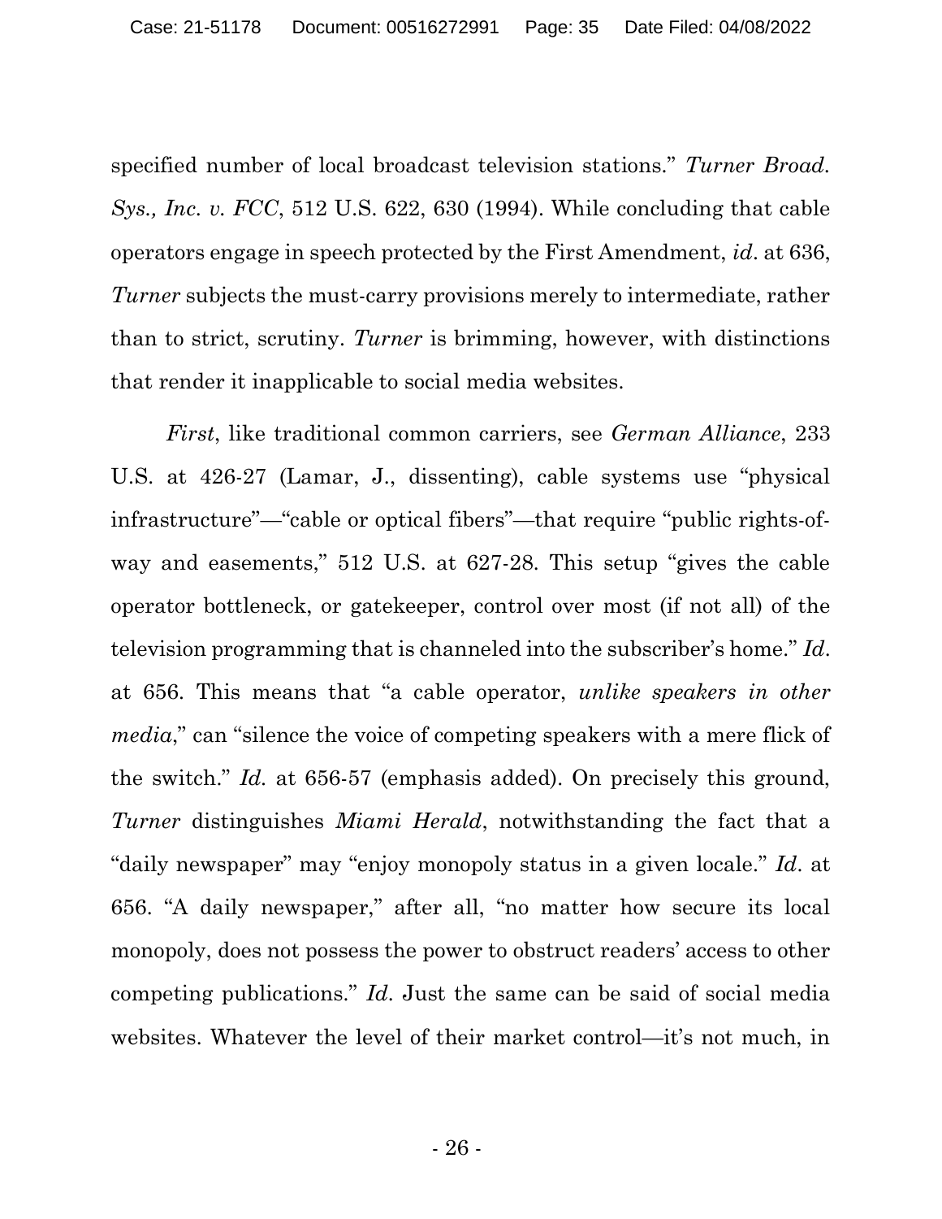specified number of local broadcast television stations." *Turner Broad. Sys., Inc. v. FCC*, 512 U.S. 622, 630 (1994). While concluding that cable operators engage in speech protected by the First Amendment, *id*. at 636, *Turner* subjects the must-carry provisions merely to intermediate, rather than to strict, scrutiny. *Turner* is brimming, however, with distinctions that render it inapplicable to social media websites.

*First*, like traditional common carriers, see *German Alliance*, 233 U.S. at 426-27 (Lamar, J., dissenting), cable systems use "physical infrastructure"—"cable or optical fibers"—that require "public rights-of-way and easements," 512 U.S. at 627-28. This setup "gives the cable operator bottleneck, or gatekeeper, control over most (if not all) of the television programming that is channeled into the subscriber's home." *Id*. at 656. This means that "a cable operator, *unlike speakers in other media*," can "silence the voice of competing speakers with a mere flick of the switch." *Id.* at 656-57 (emphasis added). On precisely this ground, *Turner* distinguishes *Miami Herald*, notwithstanding the fact that a "daily newspaper" may "enjoy monopoly status in a given locale." *Id*. at 656. "A daily newspaper," after all, "no matter how secure its local monopoly, does not possess the power to obstruct readers' access to other competing publications." *Id*. Just the same can be said of social media websites. Whatever the level of their market control—it's not much, in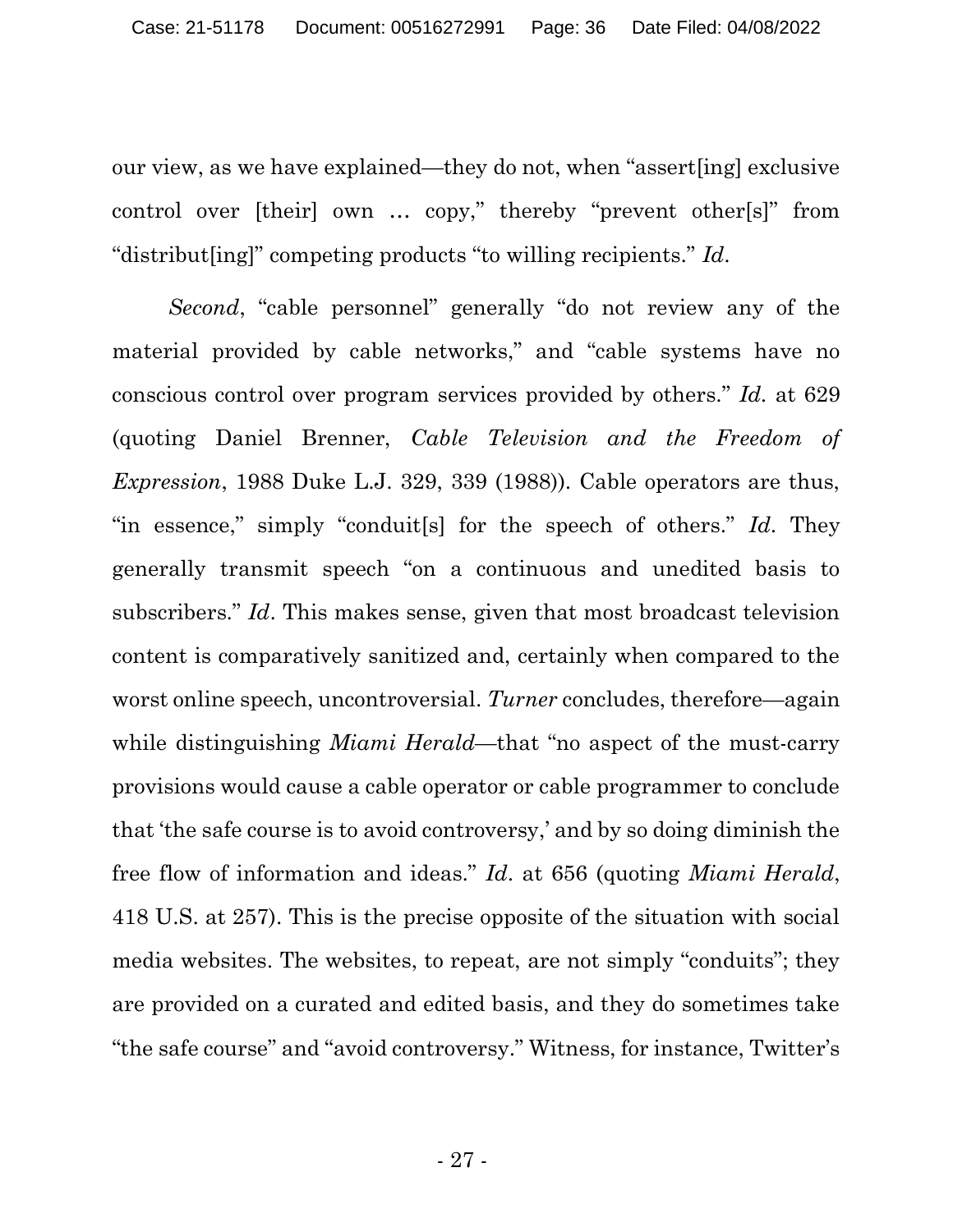our view, as we have explained—they do not, when "assert[ing] exclusive control over [their] own … copy," thereby "prevent other[s]" from "distribut[ing]" competing products "to willing recipients." *Id*.

*Second*, "cable personnel" generally "do not review any of the material provided by cable networks," and "cable systems have no conscious control over program services provided by others." *Id.* at 629 (quoting Daniel Brenner, *Cable Television and the Freedom of Expression*, 1988 Duke L.J. 329, 339 (1988)). Cable operators are thus, "in essence," simply "conduit[s] for the speech of others." *Id*. They generally transmit speech "on a continuous and unedited basis to subscribers." *Id*. This makes sense, given that most broadcast television content is comparatively sanitized and, certainly when compared to the worst online speech, uncontroversial. *Turner* concludes, therefore—again while distinguishing *Miami Herald*—that "no aspect of the must-carry provisions would cause a cable operator or cable programmer to conclude that 'the safe course is to avoid controversy,' and by so doing diminish the free flow of information and ideas." *Id*. at 656 (quoting *Miami Herald*, 418 U.S. at 257). This is the precise opposite of the situation with social media websites. The websites, to repeat, are not simply "conduits"; they are provided on a curated and edited basis, and they do sometimes take "the safe course" and "avoid controversy." Witness, for instance, Twitter's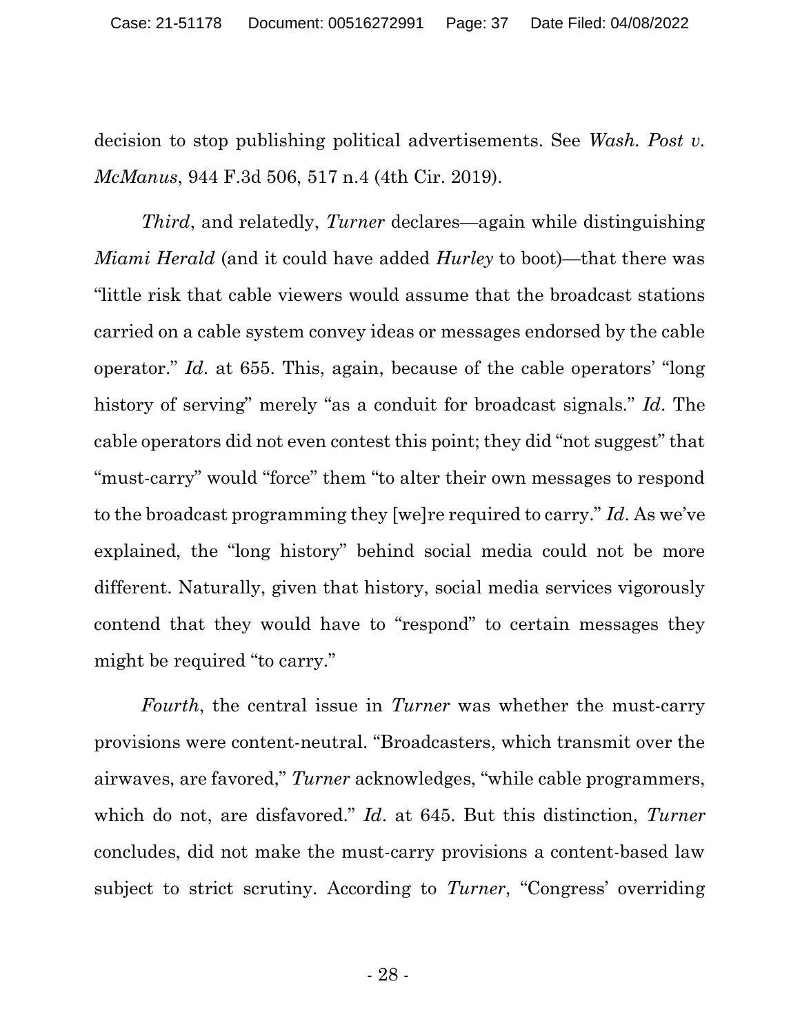decision to stop publishing political advertisements. See *Wash. Post v. McManus*, 944 F.3d 506, 517 n.4 (4th Cir. 2019).

*Third*, and relatedly, *Turner* declares—again while distinguishing *Miami Herald* (and it could have added *Hurley* to boot)—that there was "little risk that cable viewers would assume that the broadcast stations carried on a cable system convey ideas or messages endorsed by the cable operator." *Id*. at 655. This, again, because of the cable operators' "long history of serving" merely "as a conduit for broadcast signals." *Id*. The cable operators did not even contest this point; they did "not suggest" that "must-carry" would "force" them "to alter their own messages to respond to the broadcast programming they [we]re required to carry." *Id*. As we've explained, the "long history" behind social media could not be more different. Naturally, given that history, social media services vigorously contend that they would have to "respond" to certain messages they might be required "to carry."

*Fourth*, the central issue in *Turner* was whether the must-carry provisions were content-neutral. "Broadcasters, which transmit over the airwaves, are favored," *Turner* acknowledges, "while cable programmers, which do not, are disfavored." *Id*. at 645. But this distinction, *Turner* concludes, did not make the must-carry provisions a content-based law subject to strict scrutiny. According to *Turner*, "Congress' overriding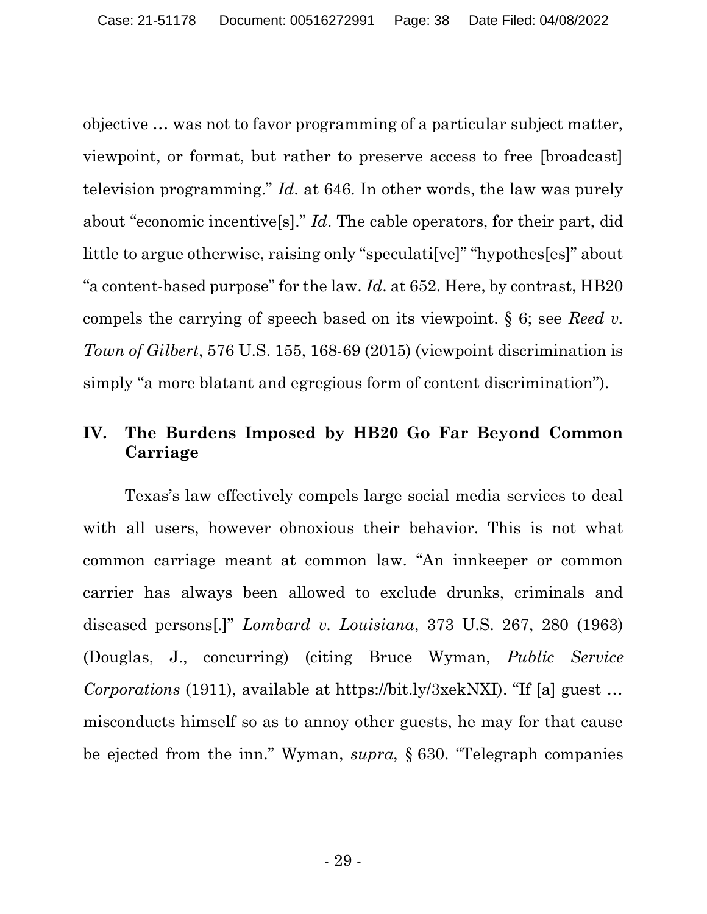objective … was not to favor programming of a particular subject matter, viewpoint, or format, but rather to preserve access to free [broadcast] television programming." *Id*. at 646. In other words, the law was purely about "economic incentive[s]." *Id*. The cable operators, for their part, did little to argue otherwise, raising only "speculati[ve]" "hypothes[es]" about "a content-based purpose" for the law. *Id*. at 652. Here, by contrast, HB20 compels the carrying of speech based on its viewpoint. § 6; see *Reed v. Town of Gilbert*, 576 U.S. 155, 168-69 (2015) (viewpoint discrimination is simply "a more blatant and egregious form of content discrimination").

## IV. The Burdens Imposed by HB20 Go Far Beyond Common Carriage

Texas's law effectively compels large social media services to deal with all users, however obnoxious their behavior. This is not what common carriage meant at common law. "An innkeeper or common carrier has always been allowed to exclude drunks, criminals and diseased persons[.]" *Lombard v. Louisiana*, 373 U.S. 267, 280 (1963) (Douglas, J., concurring) (citing Bruce Wyman, *Public Service Corporations* (1911), available at https://bit.ly/3xekNXI). "If [a] guest … misconducts himself so as to annoy other guests, he may for that cause be ejected from the inn." Wyman, *supra*, § 630. "Telegraph companies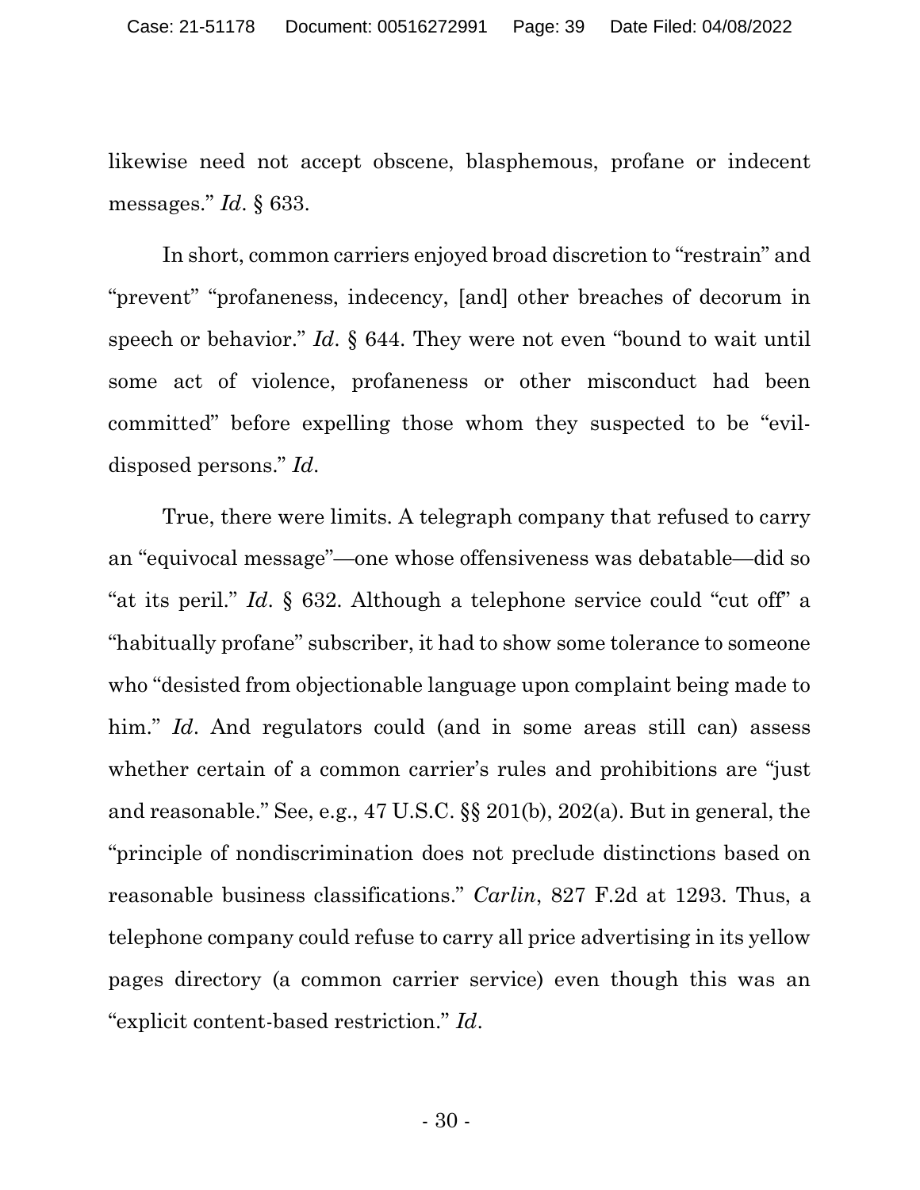likewise need not accept obscene, blasphemous, profane or indecent messages." *Id*. § 633.

In short, common carriers enjoyed broad discretion to "restrain" and "prevent" "profaneness, indecency, [and] other breaches of decorum in speech or behavior." *Id*. § 644. They were not even "bound to wait until some act of violence, profaneness or other misconduct had been committed" before expelling those whom they suspected to be "evil-disposed persons." *Id*.

True, there were limits. A telegraph company that refused to carry an "equivocal message"—one whose offensiveness was debatable—did so "at its peril." *Id*. § 632. Although a telephone service could "cut off" a "habitually profane" subscriber, it had to show some tolerance to someone who "desisted from objectionable language upon complaint being made to him." *Id*. And regulators could (and in some areas still can) assess whether certain of a common carrier's rules and prohibitions are "just and reasonable." See, e.g., 47 U.S.C. §§ 201(b), 202(a). But in general, the "principle of nondiscrimination does not preclude distinctions based on reasonable business classifications." *Carlin*, 827 F.2d at 1293. Thus, a telephone company could refuse to carry all price advertising in its yellow pages directory (a common carrier service) even though this was an "explicit content-based restriction." *Id*.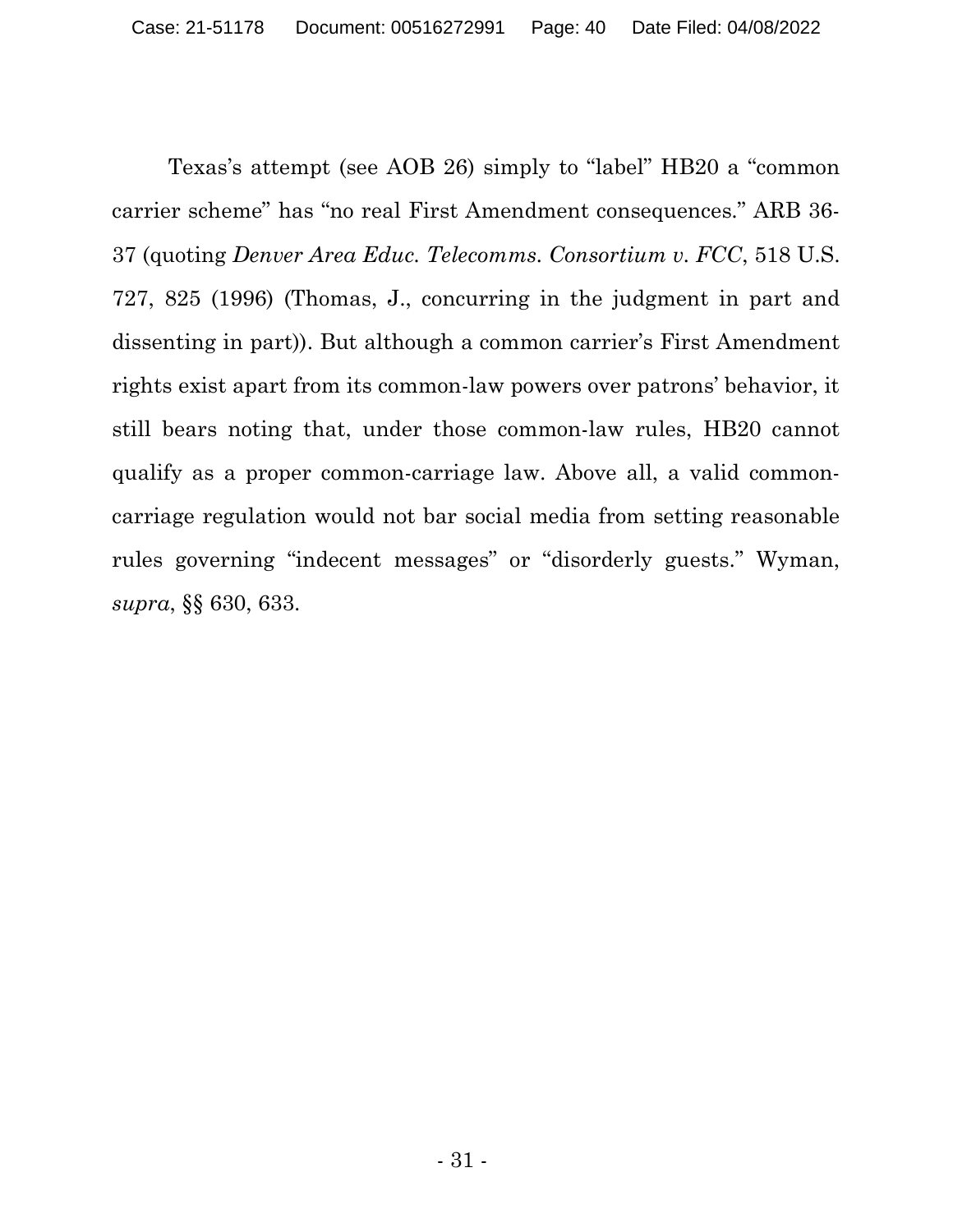Texas's attempt (see AOB 26) simply to "label" HB20 a "common carrier scheme" has "no real First Amendment consequences." ARB 36-37 (quoting *Denver Area Educ. Telecomms. Consortium v. FCC*, 518 U.S. 727, 825 (1996) (Thomas, J., concurring in the judgment in part and dissenting in part)). But although a common carrier's First Amendment rights exist apart from its common-law powers over patrons' behavior, it still bears noting that, under those common-law rules, HB20 cannot qualify as a proper common-carriage law. Above all, a valid common-carriage regulation would not bar social media from setting reasonable rules governing "indecent messages" or "disorderly guests." Wyman, *supra*, §§ 630, 633.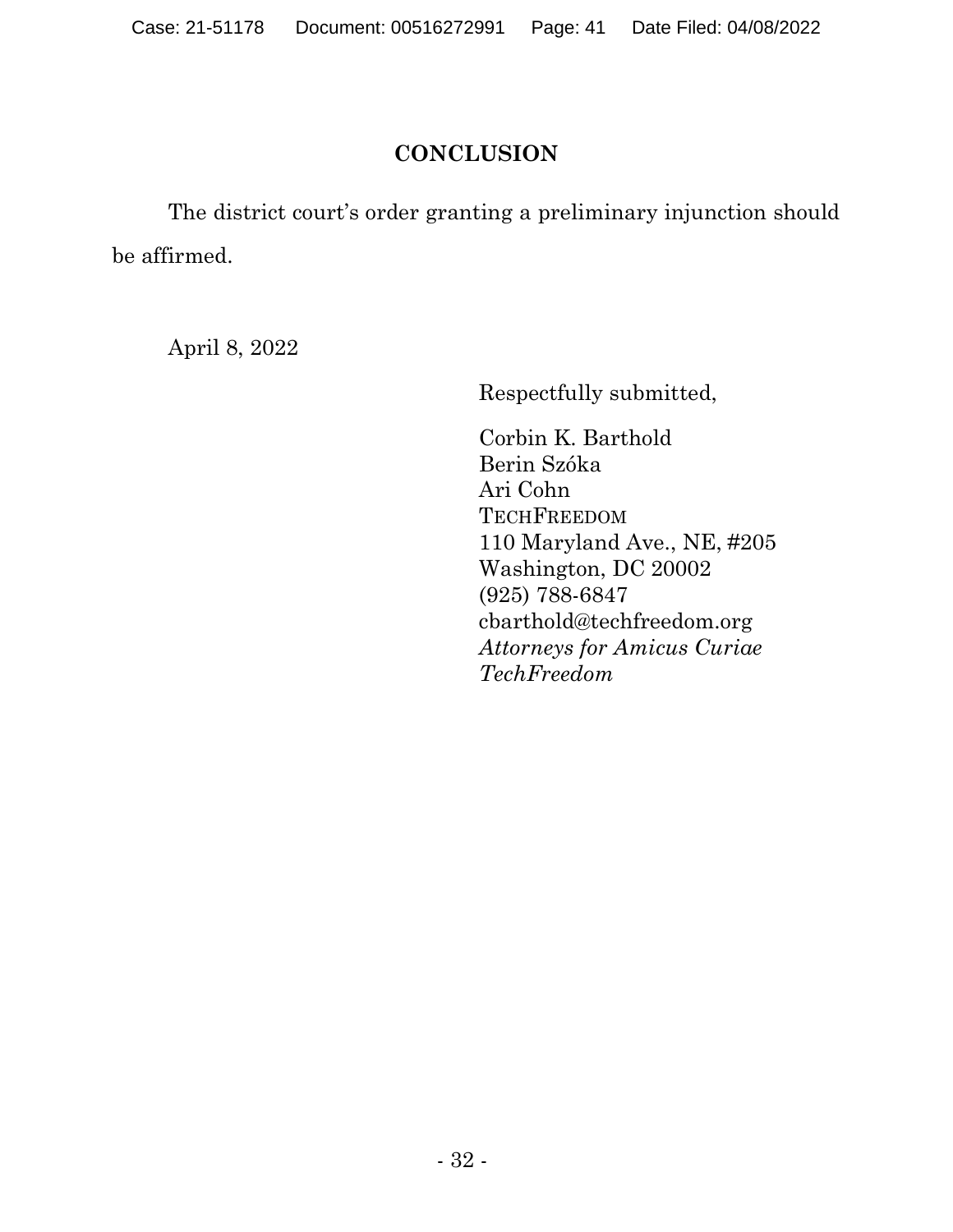## CONCLUSION

The district court's order granting a preliminary injunction should be affirmed.

April 8, 2022

Respectfully submitted,

Corbin K. Barthold
Berin Szóka
Ari Cohn
TECHFREEDOM
110 Maryland Ave., NE, #205
Washington, DC 20002
(925) 788-6847
cbarthold@techfreedom.org
*Attorneys for Amicus Curiae TechFreedom*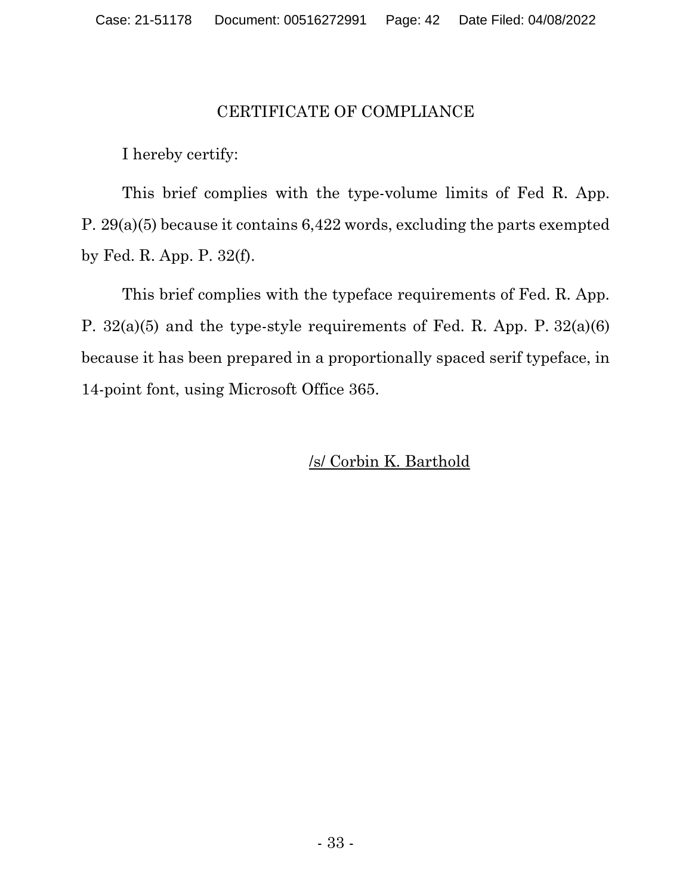## CERTIFICATE OF COMPLIANCE

I hereby certify:

This brief complies with the type-volume limits of Fed R. App. P. 29(a)(5) because it contains 6,422 words, excluding the parts exempted by Fed. R. App. P. 32(f).

This brief complies with the typeface requirements of Fed. R. App. P. 32(a)(5) and the type-style requirements of Fed. R. App. P. 32(a)(6) because it has been prepared in a proportionally spaced serif typeface, in 14-point font, using Microsoft Office 365.

/s/ Corbin K. Barthold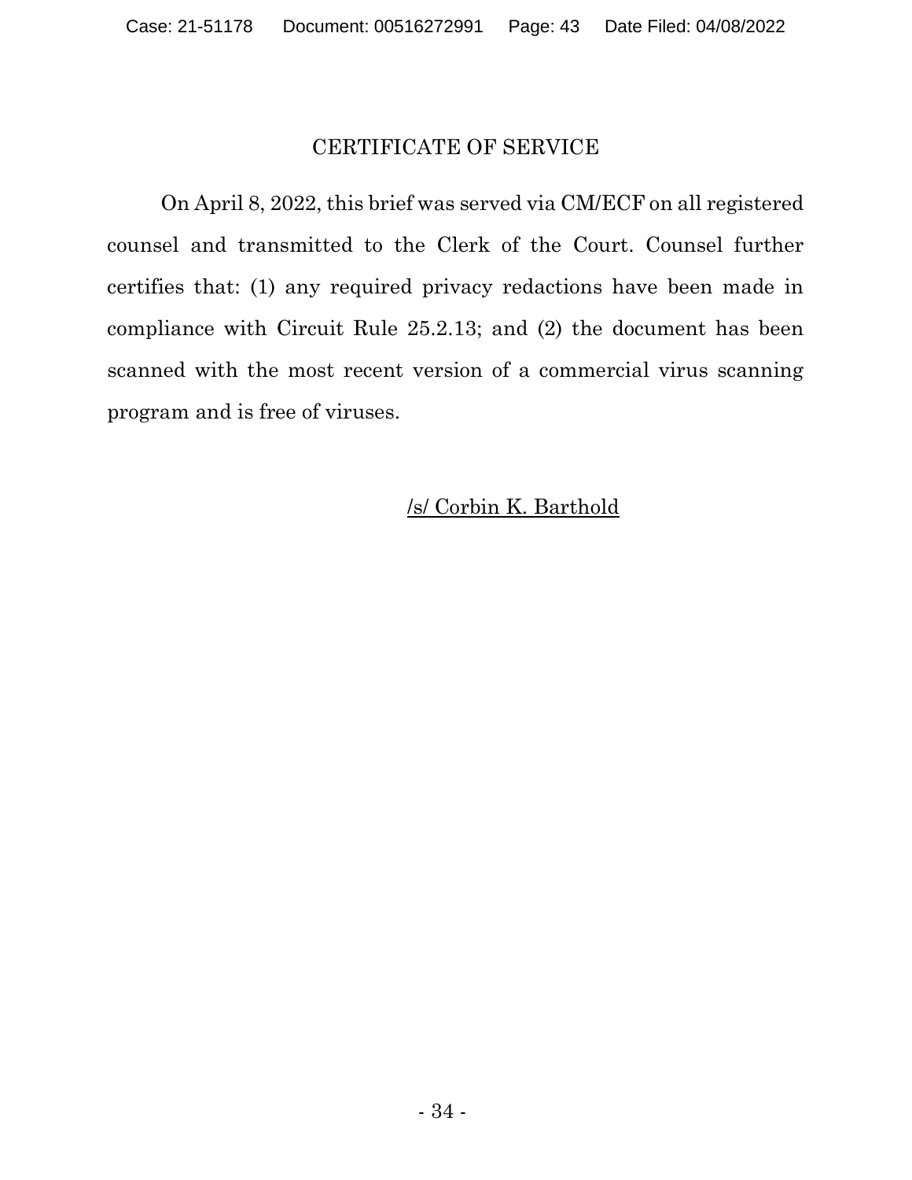## CERTIFICATE OF SERVICE

On April 8, 2022, this brief was served via CM/ECF on all registered counsel and transmitted to the Clerk of the Court. Counsel further certifies that: (1) any required privacy redactions have been made in compliance with Circuit Rule 25.2.13; and (2) the document has been scanned with the most recent version of a commercial virus scanning program and is free of viruses.

/s/ Corbin K. Barthold